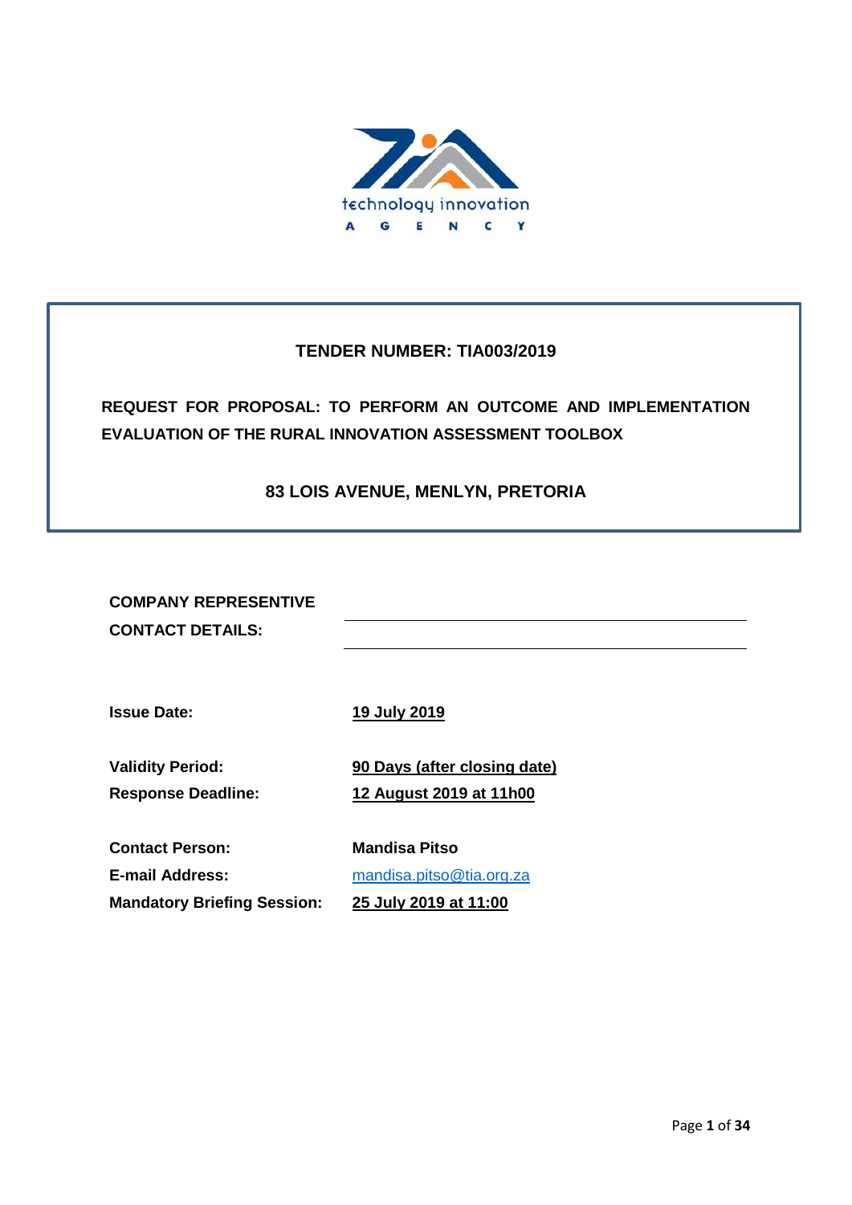technology innovation AGENCY

**TENDER NUMBER: TIA003/2019**

**REQUEST FOR PROPOSAL: TO PERFORM AN OUTCOME AND IMPLEMENTATION EVALUATION OF THE RURAL INNOVATION ASSESSMENT TOOLBOX**

**83 LOIS AVENUE, MENLYN, PRETORIA**

| | |
|---|---|
| **COMPANY REPRESENTATIVE** | \_\_\_\_\_\_\_\_\_\_\_\_\_\_\_\_\_\_\_\_\_\_\_\_\_\_\_\_\_\_\_\_\_\_\_\_\_\_\_\_ |
| **CONTACT DETAILS:** | \_\_\_\_\_\_\_\_\_\_\_\_\_\_\_\_\_\_\_\_\_\_\_\_\_\_\_\_\_\_\_\_\_\_\_\_\_\_\_\_ |

| | |
|---|---|
| **Issue Date:** | **19 July 2019** |
| **Validity Period:** | **90 Days (after closing date)** |
| **Response Deadline:** | **12 August 2019 at 11h00** |
| **Contact Person:** | **Mandisa Pitso** |
| **E-mail Address:** | mandisa.pitso@tia.org.za |
| **Mandatory Briefing Session:** | **25 July 2019 at 11:00** |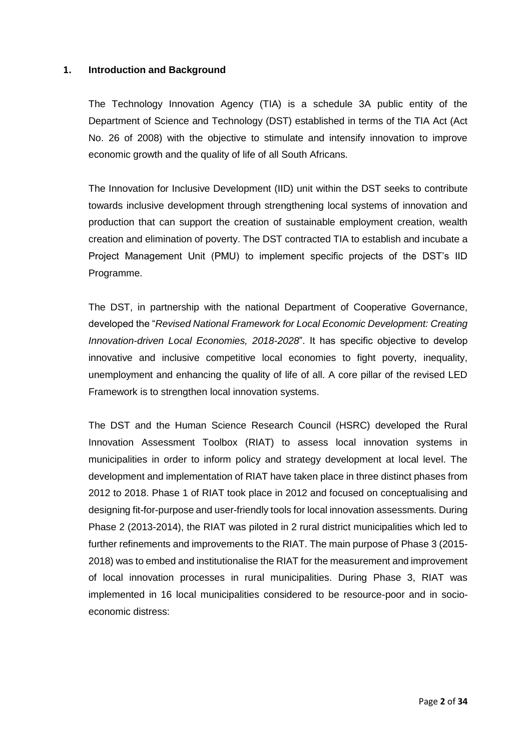## 1. Introduction and Background

The Technology Innovation Agency (TIA) is a schedule 3A public entity of the Department of Science and Technology (DST) established in terms of the TIA Act (Act No. 26 of 2008) with the objective to stimulate and intensify innovation to improve economic growth and the quality of life of all South Africans.

The Innovation for Inclusive Development (IID) unit within the DST seeks to contribute towards inclusive development through strengthening local systems of innovation and production that can support the creation of sustainable employment creation, wealth creation and elimination of poverty. The DST contracted TIA to establish and incubate a Project Management Unit (PMU) to implement specific projects of the DST's IID Programme.

The DST, in partnership with the national Department of Cooperative Governance, developed the "*Revised National Framework for Local Economic Development: Creating Innovation-driven Local Economies, 2018-2028*". It has specific objective to develop innovative and inclusive competitive local economies to fight poverty, inequality, unemployment and enhancing the quality of life of all. A core pillar of the revised LED Framework is to strengthen local innovation systems.

The DST and the Human Science Research Council (HSRC) developed the Rural Innovation Assessment Toolbox (RIAT) to assess local innovation systems in municipalities in order to inform policy and strategy development at local level. The development and implementation of RIAT have taken place in three distinct phases from 2012 to 2018. Phase 1 of RIAT took place in 2012 and focused on conceptualising and designing fit-for-purpose and user-friendly tools for local innovation assessments. During Phase 2 (2013-2014), the RIAT was piloted in 2 rural district municipalities which led to further refinements and improvements to the RIAT. The main purpose of Phase 3 (2015-2018) was to embed and institutionalise the RIAT for the measurement and improvement of local innovation processes in rural municipalities. During Phase 3, RIAT was implemented in 16 local municipalities considered to be resource-poor and in socio-economic distress: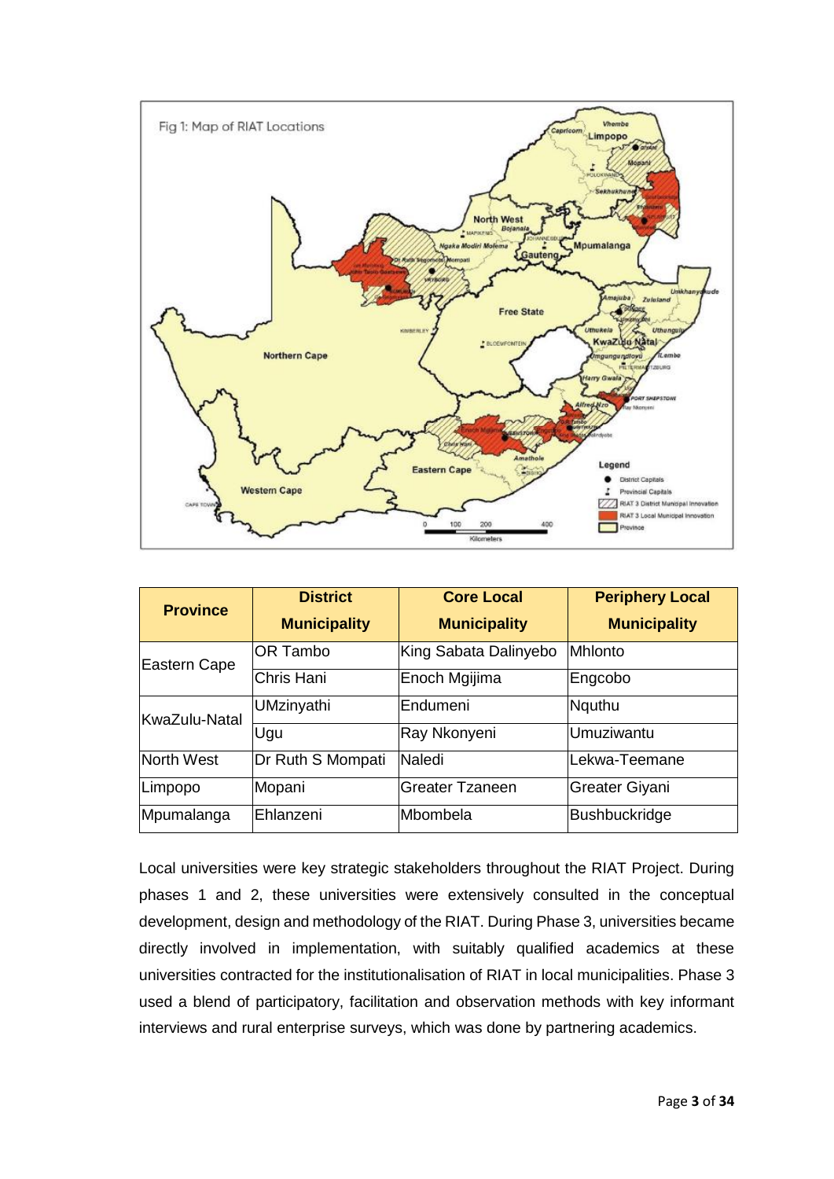Fig 1: Map of RIAT Locations

| Province | District Municipality | Core Local Municipality | Periphery Local Municipality |
|---|---|---|---|
| Eastern Cape | OR Tambo | King Sabata Dalinyebo | Mhlonto |
| | Chris Hani | Enoch Mgijima | Engcobo |
| KwaZulu-Natal | UMzinyathi | Endumeni | Nquthu |
| | Ugu | Ray Nkonyeni | Umuziwantu |
| North West | Dr Ruth S Mompati | Naledi | Lekwa-Teemane |
| Limpopo | Mopani | Greater Tzaneen | Greater Giyani |
| Mpumalanga | Ehlanzeni | Mbombela | Bushbuckridge |

Local universities were key strategic stakeholders throughout the RIAT Project. During phases 1 and 2, these universities were extensively consulted in the conceptual development, design and methodology of the RIAT. During Phase 3, universities became directly involved in implementation, with suitably qualified academics at these universities contracted for the institutionalisation of RIAT in local municipalities. Phase 3 used a blend of participatory, facilitation and observation methods with key informant interviews and rural enterprise surveys, which was done by partnering academics.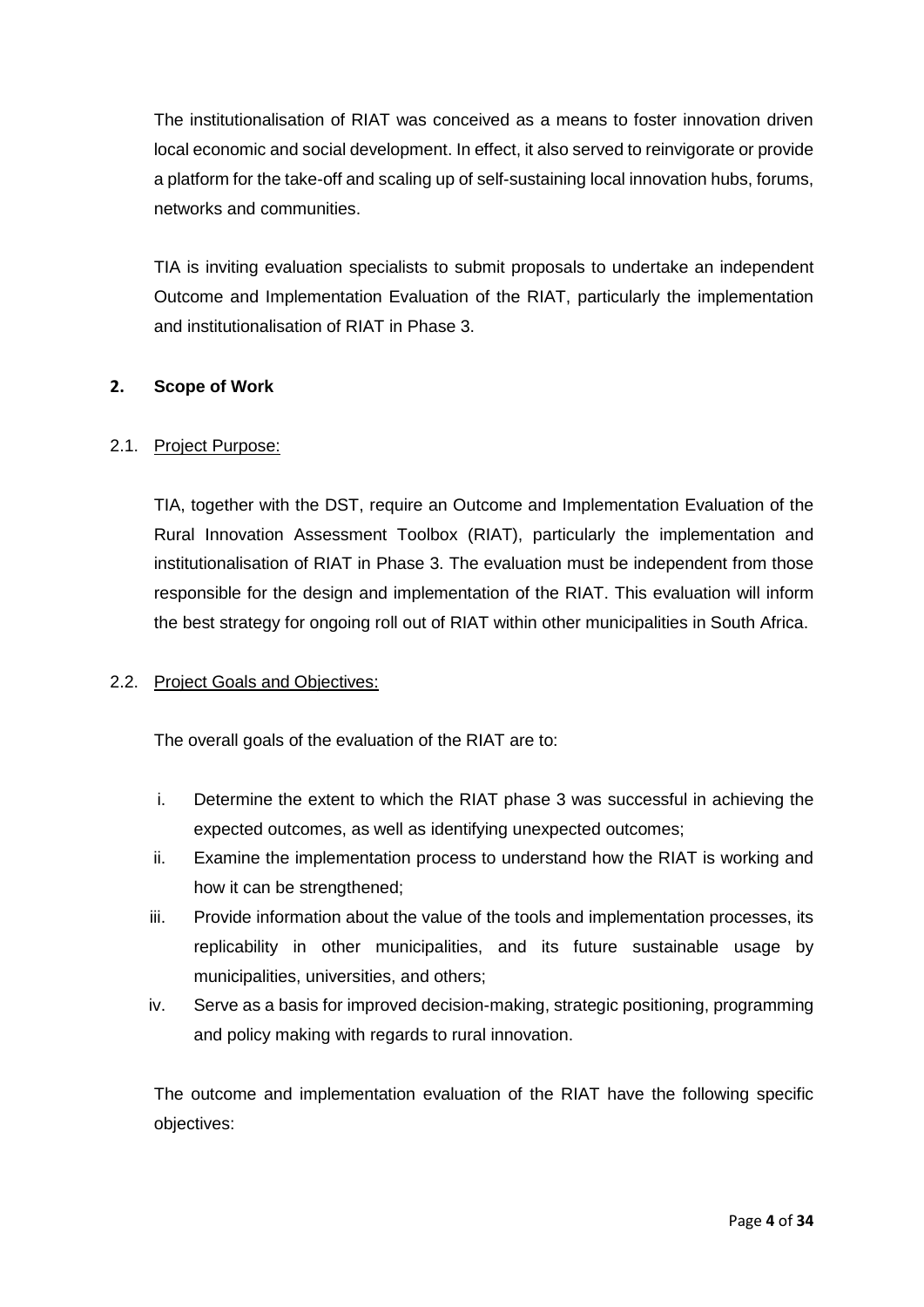The institutionalisation of RIAT was conceived as a means to foster innovation driven local economic and social development. In effect, it also served to reinvigorate or provide a platform for the take-off and scaling up of self-sustaining local innovation hubs, forums, networks and communities.

TIA is inviting evaluation specialists to submit proposals to undertake an independent Outcome and Implementation Evaluation of the RIAT, particularly the implementation and institutionalisation of RIAT in Phase 3.

## 2. Scope of Work

### 2.1. Project Purpose:

TIA, together with the DST, require an Outcome and Implementation Evaluation of the Rural Innovation Assessment Toolbox (RIAT), particularly the implementation and institutionalisation of RIAT in Phase 3. The evaluation must be independent from those responsible for the design and implementation of the RIAT. This evaluation will inform the best strategy for ongoing roll out of RIAT within other municipalities in South Africa.

### 2.2. Project Goals and Objectives:

The overall goals of the evaluation of the RIAT are to:

i. Determine the extent to which the RIAT phase 3 was successful in achieving the expected outcomes, as well as identifying unexpected outcomes;
ii. Examine the implementation process to understand how the RIAT is working and how it can be strengthened;
iii. Provide information about the value of the tools and implementation processes, its replicability in other municipalities, and its future sustainable usage by municipalities, universities, and others;
iv. Serve as a basis for improved decision-making, strategic positioning, programming and policy making with regards to rural innovation.

The outcome and implementation evaluation of the RIAT have the following specific objectives: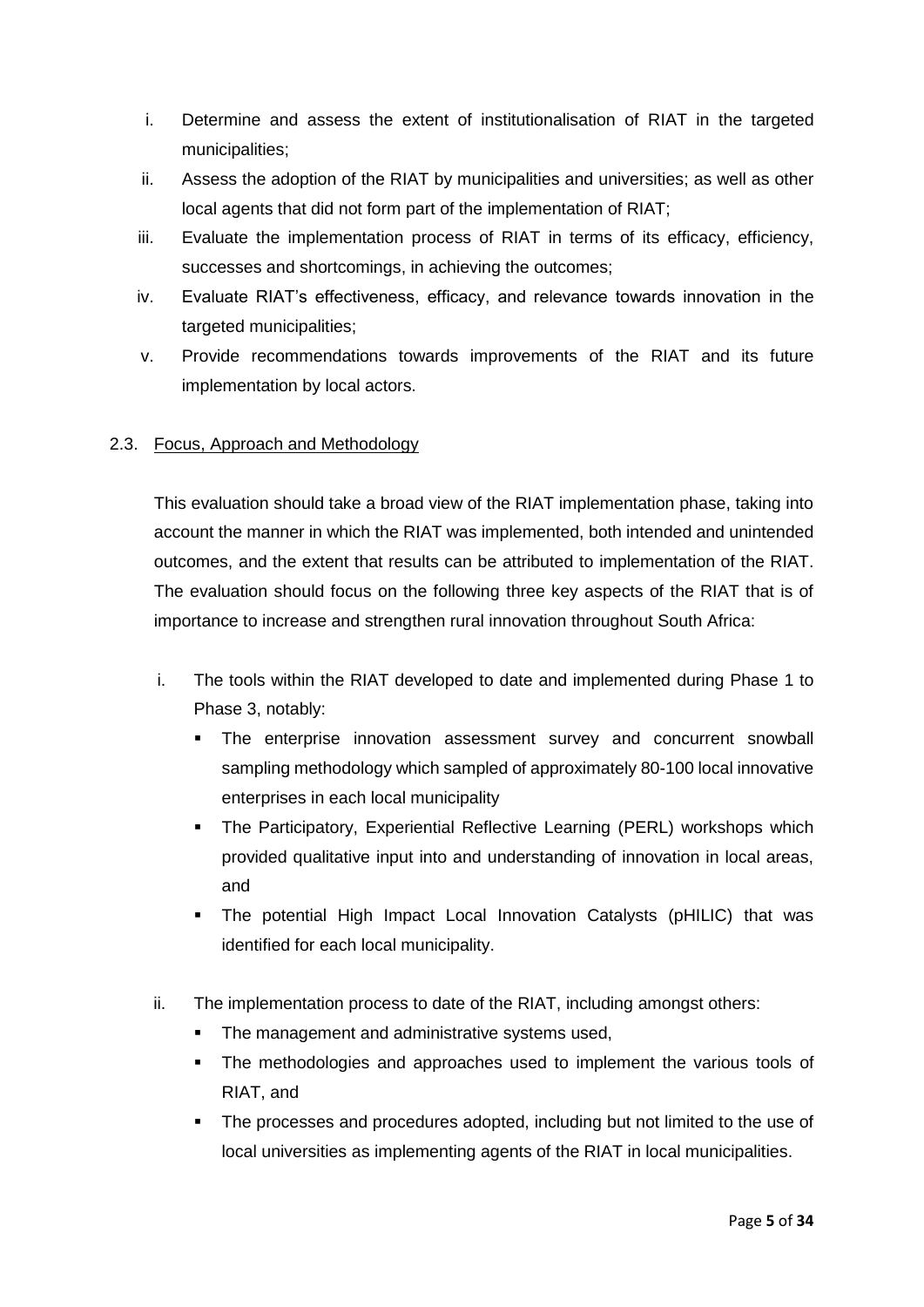i. Determine and assess the extent of institutionalisation of RIAT in the targeted municipalities;
ii. Assess the adoption of the RIAT by municipalities and universities; as well as other local agents that did not form part of the implementation of RIAT;
iii. Evaluate the implementation process of RIAT in terms of its efficacy, efficiency, successes and shortcomings, in achieving the outcomes;
iv. Evaluate RIAT's effectiveness, efficacy, and relevance towards innovation in the targeted municipalities;
v. Provide recommendations towards improvements of the RIAT and its future implementation by local actors.

### 2.3. Focus, Approach and Methodology

This evaluation should take a broad view of the RIAT implementation phase, taking into account the manner in which the RIAT was implemented, both intended and unintended outcomes, and the extent that results can be attributed to implementation of the RIAT. The evaluation should focus on the following three key aspects of the RIAT that is of importance to increase and strengthen rural innovation throughout South Africa:

i. The tools within the RIAT developed to date and implemented during Phase 1 to Phase 3, notably:
   - The enterprise innovation assessment survey and concurrent snowball sampling methodology which sampled of approximately 80-100 local innovative enterprises in each local municipality
   - The Participatory, Experiential Reflective Learning (PERL) workshops which provided qualitative input into and understanding of innovation in local areas, and
   - The potential High Impact Local Innovation Catalysts (pHILIC) that was identified for each local municipality.

ii. The implementation process to date of the RIAT, including amongst others:
   - The management and administrative systems used,
   - The methodologies and approaches used to implement the various tools of RIAT, and
   - The processes and procedures adopted, including but not limited to the use of local universities as implementing agents of the RIAT in local municipalities.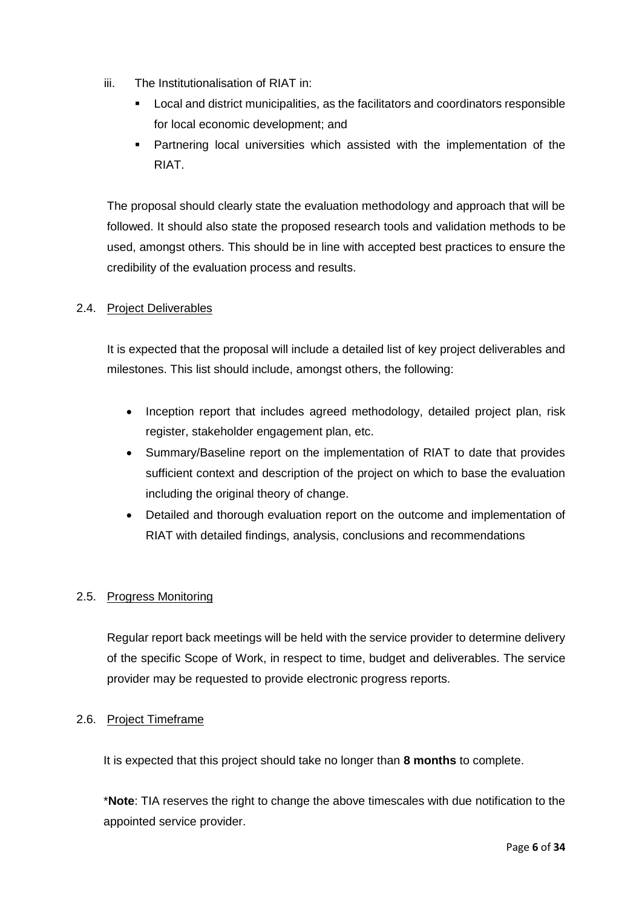iii. The Institutionalisation of RIAT in:

- Local and district municipalities, as the facilitators and coordinators responsible for local economic development; and
- Partnering local universities which assisted with the implementation of the RIAT.

The proposal should clearly state the evaluation methodology and approach that will be followed. It should also state the proposed research tools and validation methods to be used, amongst others. This should be in line with accepted best practices to ensure the credibility of the evaluation process and results.

### 2.4. Project Deliverables

It is expected that the proposal will include a detailed list of key project deliverables and milestones. This list should include, amongst others, the following:

- Inception report that includes agreed methodology, detailed project plan, risk register, stakeholder engagement plan, etc.
- Summary/Baseline report on the implementation of RIAT to date that provides sufficient context and description of the project on which to base the evaluation including the original theory of change.
- Detailed and thorough evaluation report on the outcome and implementation of RIAT with detailed findings, analysis, conclusions and recommendations

### 2.5. Progress Monitoring

Regular report back meetings will be held with the service provider to determine delivery of the specific Scope of Work, in respect to time, budget and deliverables. The service provider may be requested to provide electronic progress reports.

### 2.6. Project Timeframe

It is expected that this project should take no longer than **8 months** to complete.

\***Note**: TIA reserves the right to change the above timescales with due notification to the appointed service provider.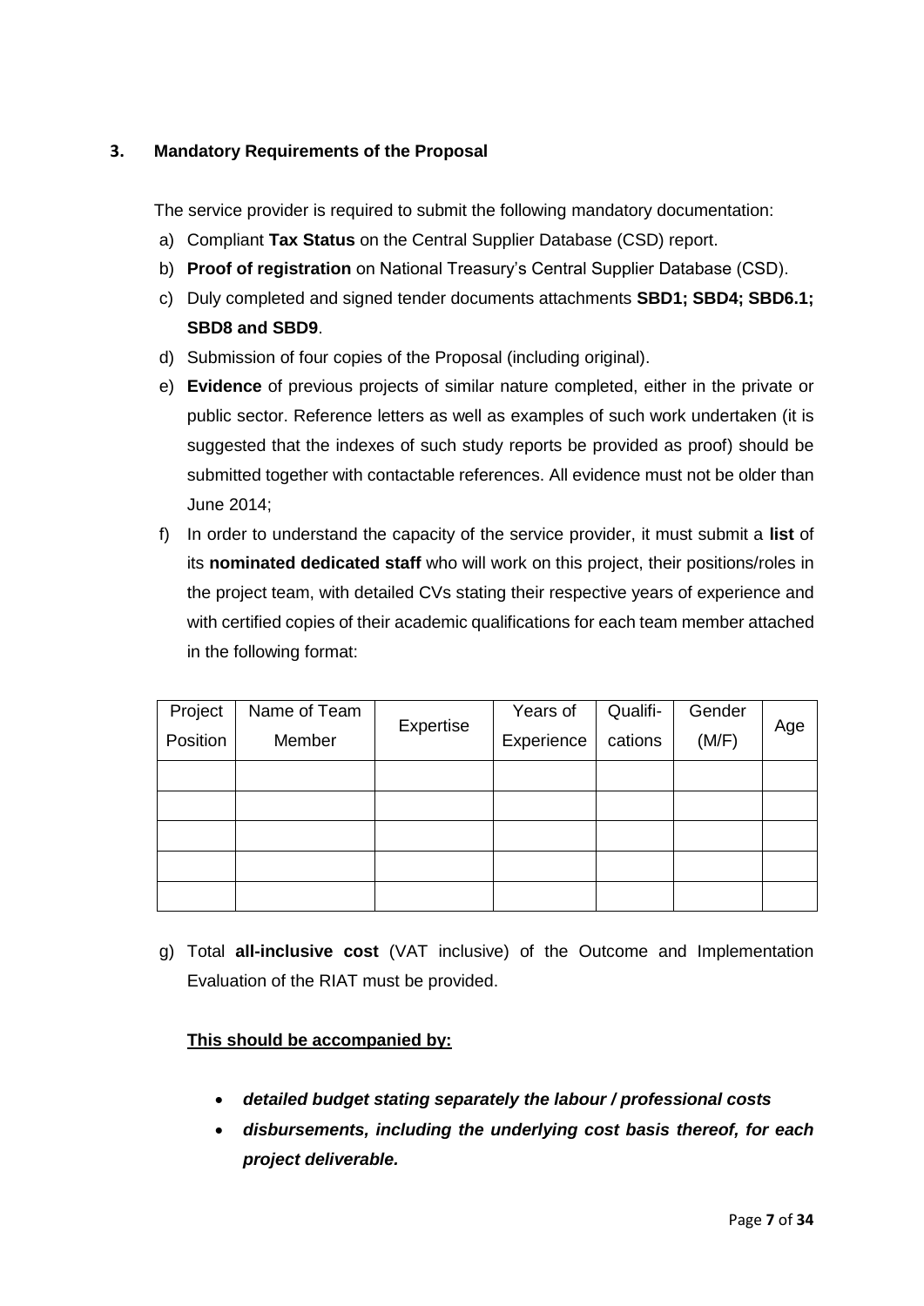## 3. Mandatory Requirements of the Proposal

The service provider is required to submit the following mandatory documentation:

a) Compliant **Tax Status** on the Central Supplier Database (CSD) report.

b) **Proof of registration** on National Treasury's Central Supplier Database (CSD).

c) Duly completed and signed tender documents attachments **SBD1; SBD4; SBD6.1; SBD8 and SBD9**.

d) Submission of four copies of the Proposal (including original).

e) **Evidence** of previous projects of similar nature completed, either in the private or public sector. Reference letters as well as examples of such work undertaken (it is suggested that the indexes of such study reports be provided as proof) should be submitted together with contactable references. All evidence must not be older than June 2014;

f) In order to understand the capacity of the service provider, it must submit a **list** of its **nominated dedicated staff** who will work on this project, their positions/roles in the project team, with detailed CVs stating their respective years of experience and with certified copies of their academic qualifications for each team member attached in the following format:

| Project Position | Name of Team Member | Expertise | Years of Experience | Qualifi-cations | Gender (M/F) | Age |
|---|---|---|---|---|---|---|
| | | | | | | |
| | | | | | | |
| | | | | | | |
| | | | | | | |
| | | | | | | |

g) Total **all-inclusive cost** (VAT inclusive) of the Outcome and Implementation Evaluation of the RIAT must be provided.

**<u>This should be accompanied by:</u>**

- ***detailed budget stating separately the labour / professional costs***
- ***disbursements, including the underlying cost basis thereof, for each project deliverable.***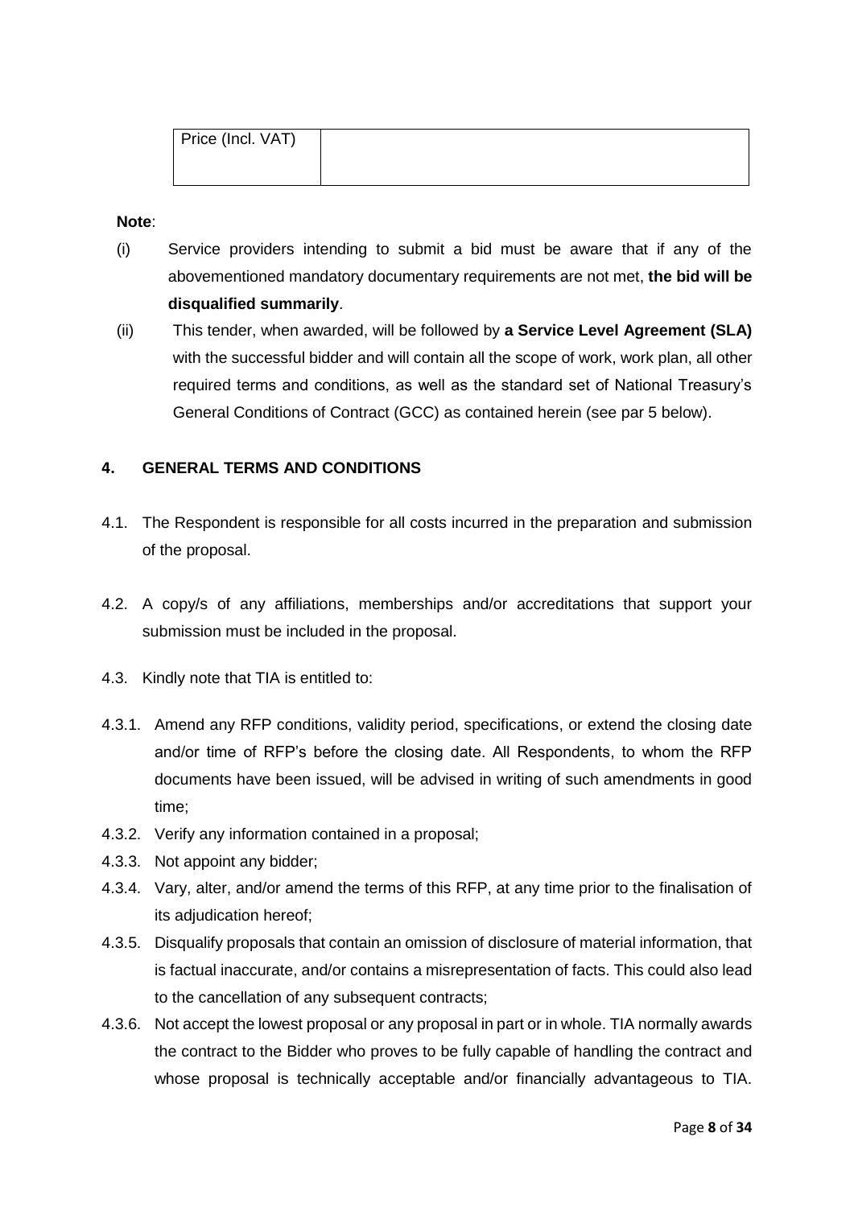| Price (Incl. VAT) | |
|---|---|

**Note**:

(i) Service providers intending to submit a bid must be aware that if any of the abovementioned mandatory documentary requirements are not met, **the bid will be disqualified summarily**.

(ii) This tender, when awarded, will be followed by **a Service Level Agreement (SLA)** with the successful bidder and will contain all the scope of work, work plan, all other required terms and conditions, as well as the standard set of National Treasury's General Conditions of Contract (GCC) as contained herein (see par 5 below).

## 4. GENERAL TERMS AND CONDITIONS

4.1. The Respondent is responsible for all costs incurred in the preparation and submission of the proposal.

4.2. A copy/s of any affiliations, memberships and/or accreditations that support your submission must be included in the proposal.

4.3. Kindly note that TIA is entitled to:

4.3.1. Amend any RFP conditions, validity period, specifications, or extend the closing date and/or time of RFP's before the closing date. All Respondents, to whom the RFP documents have been issued, will be advised in writing of such amendments in good time;

4.3.2. Verify any information contained in a proposal;

4.3.3. Not appoint any bidder;

4.3.4. Vary, alter, and/or amend the terms of this RFP, at any time prior to the finalisation of its adjudication hereof;

4.3.5. Disqualify proposals that contain an omission of disclosure of material information, that is factual inaccurate, and/or contains a misrepresentation of facts. This could also lead to the cancellation of any subsequent contracts;

4.3.6. Not accept the lowest proposal or any proposal in part or in whole. TIA normally awards the contract to the Bidder who proves to be fully capable of handling the contract and whose proposal is technically acceptable and/or financially advantageous to TIA.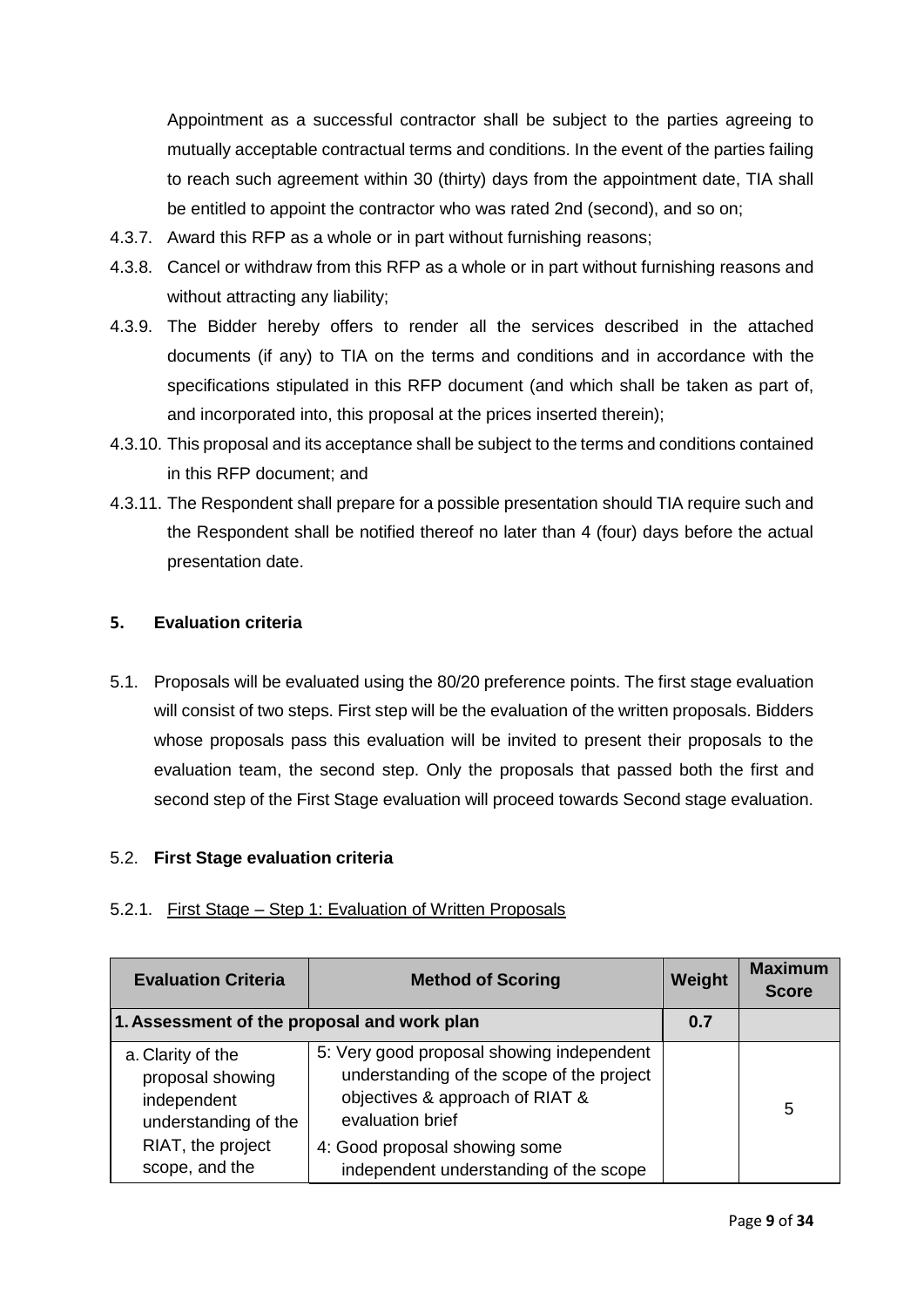Appointment as a successful contractor shall be subject to the parties agreeing to mutually acceptable contractual terms and conditions. In the event of the parties failing to reach such agreement within 30 (thirty) days from the appointment date, TIA shall be entitled to appoint the contractor who was rated 2nd (second), and so on;

4.3.7. Award this RFP as a whole or in part without furnishing reasons;

4.3.8. Cancel or withdraw from this RFP as a whole or in part without furnishing reasons and without attracting any liability;

4.3.9. The Bidder hereby offers to render all the services described in the attached documents (if any) to TIA on the terms and conditions and in accordance with the specifications stipulated in this RFP document (and which shall be taken as part of, and incorporated into, this proposal at the prices inserted therein);

4.3.10. This proposal and its acceptance shall be subject to the terms and conditions contained in this RFP document; and

4.3.11. The Respondent shall prepare for a possible presentation should TIA require such and the Respondent shall be notified thereof no later than 4 (four) days before the actual presentation date.

## 5. Evaluation criteria

5.1. Proposals will be evaluated using the 80/20 preference points. The first stage evaluation will consist of two steps. First step will be the evaluation of the written proposals. Bidders whose proposals pass this evaluation will be invited to present their proposals to the evaluation team, the second step. Only the proposals that passed both the first and second step of the First Stage evaluation will proceed towards Second stage evaluation.

### 5.2. First Stage evaluation criteria

5.2.1. First Stage – Step 1: Evaluation of Written Proposals

| Evaluation Criteria | Method of Scoring | Weight | Maximum Score |
|---|---|---|---|
| **1. Assessment of the proposal and work plan** | | **0.7** | |
| a. Clarity of the proposal showing independent understanding of the RIAT, the project scope, and the | 5: Very good proposal showing independent understanding of the scope of the project objectives & approach of RIAT & evaluation brief<br>4: Good proposal showing some independent understanding of the scope | | 5 |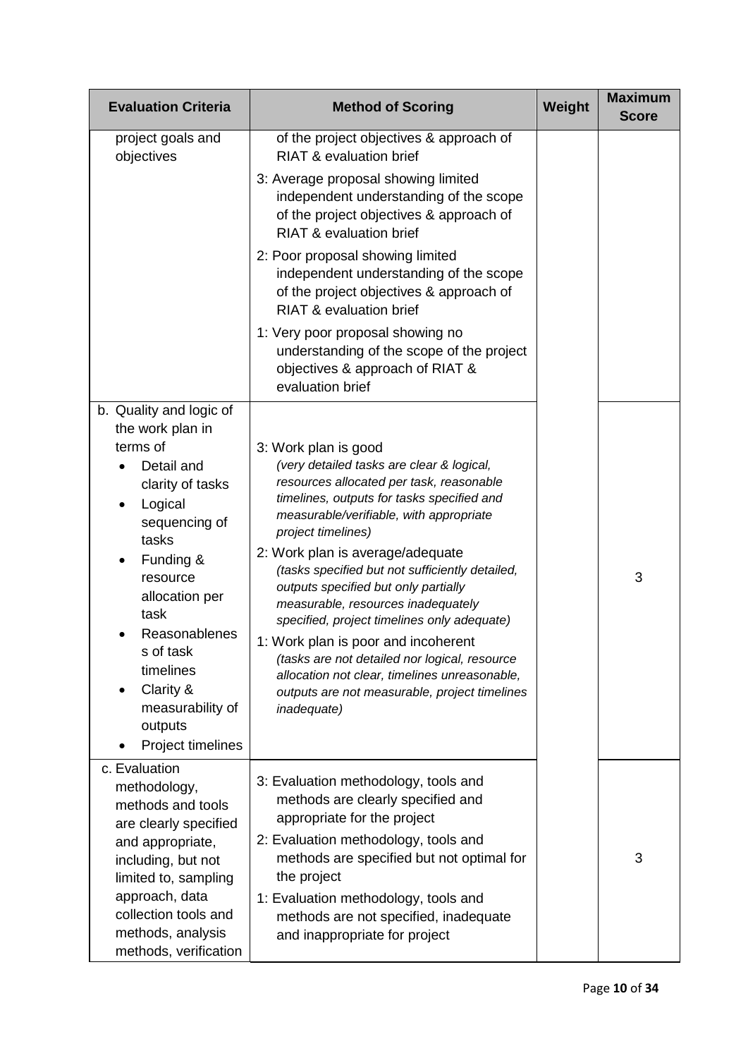| Evaluation Criteria | Method of Scoring | Weight | Maximum Score |
| --- | --- | --- | --- |
| project goals and objectives | of the project objectives & approach of RIAT & evaluation brief<br><br>3: Average proposal showing limited independent understanding of the scope of the project objectives & approach of RIAT & evaluation brief<br><br>2: Poor proposal showing limited independent understanding of the scope of the project objectives & approach of RIAT & evaluation brief<br><br>1: Very poor proposal showing no understanding of the scope of the project objectives & approach of RIAT & evaluation brief | | |
| b. Quality and logic of the work plan in terms of<br>• Detail and clarity of tasks<br>• Logical sequencing of tasks<br>• Funding & resource allocation per task<br>• Reasonableness of task timelines<br>• Clarity & measurability of outputs<br>• Project timelines | 3: Work plan is good<br>*(very detailed tasks are clear & logical, resources allocated per task, reasonable timelines, outputs for tasks specified and measurable/verifiable, with appropriate project timelines)*<br><br>2: Work plan is average/adequate<br>*(tasks specified but not sufficiently detailed, outputs specified but only partially measurable, resources inadequately specified, project timelines only adequate)*<br><br>1: Work plan is poor and incoherent<br>*(tasks are not detailed nor logical, resource allocation not clear, timelines unreasonable, outputs are not measurable, project timelines inadequate)* | | 3 |
| c. Evaluation methodology, methods and tools are clearly specified and appropriate, including, but not limited to, sampling approach, data collection tools and methods, analysis methods, verification | 3: Evaluation methodology, tools and methods are clearly specified and appropriate for the project<br><br>2: Evaluation methodology, tools and methods are specified but not optimal for the project<br><br>1: Evaluation methodology, tools and methods are not specified, inadequate and inappropriate for project | | 3 |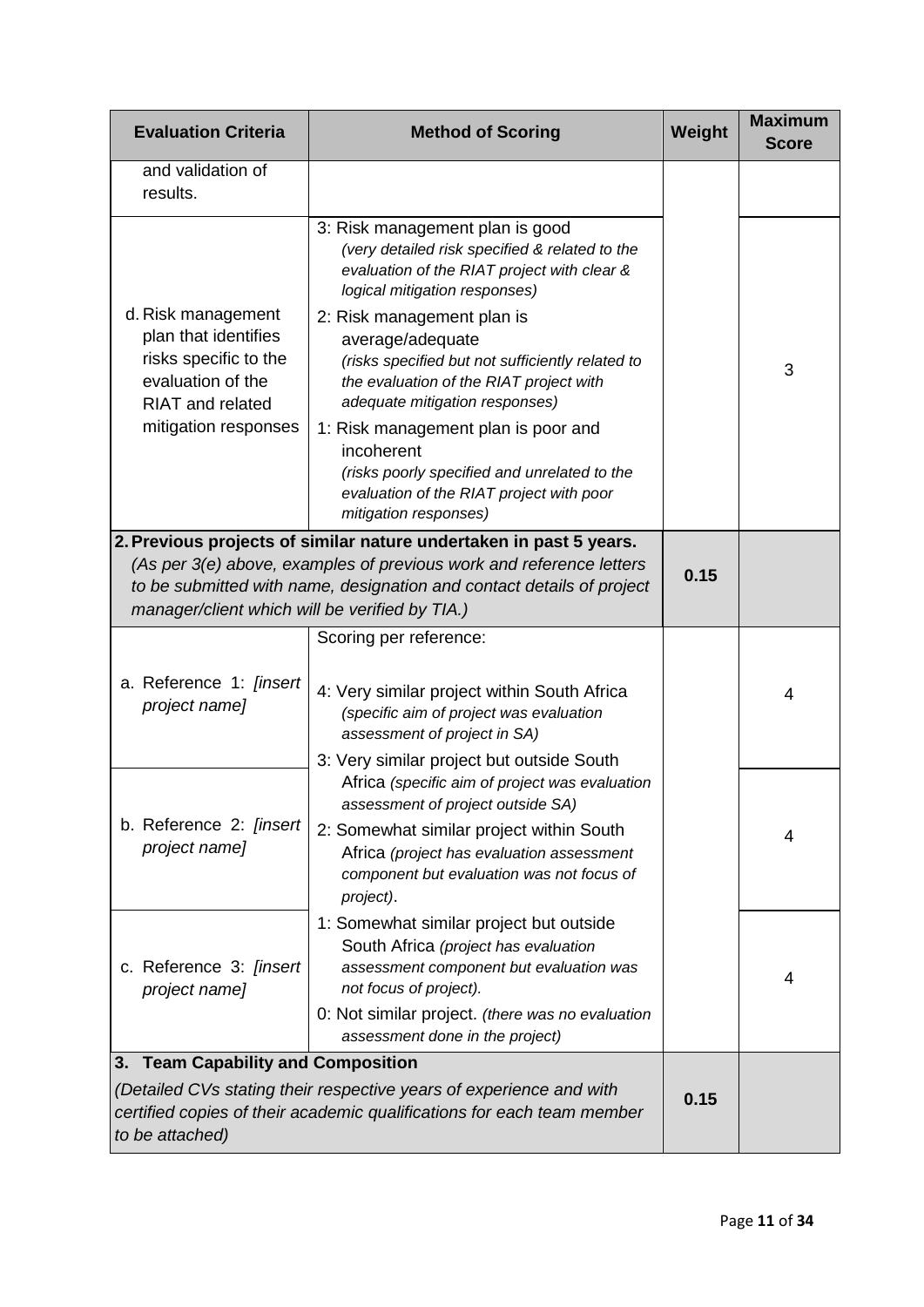| Evaluation Criteria | Method of Scoring | Weight | Maximum Score |
|---|---|---|---|
| and validation of results. | | | |
| d. Risk management plan that identifies risks specific to the evaluation of the RIAT and related mitigation responses | 3: Risk management plan is good *(very detailed risk specified & related to the evaluation of the RIAT project with clear & logical mitigation responses)*<br>2: Risk management plan is average/adequate *(risks specified but not sufficiently related to the evaluation of the RIAT project with adequate mitigation responses)*<br>1: Risk management plan is poor and incoherent *(risks poorly specified and unrelated to the evaluation of the RIAT project with poor mitigation responses)* | | 3 |
| **2. Previous projects of similar nature undertaken in past 5 years.** *(As per 3(e) above, examples of previous work and reference letters to be submitted with name, designation and contact details of project manager/client which will be verified by TIA.)* | | **0.15** | |
| a. Reference 1: *[insert project name]* | Scoring per reference:<br>4: Very similar project within South Africa *(specific aim of project was evaluation assessment of project in SA)*<br>3: Very similar project but outside South Africa *(specific aim of project was evaluation assessment of project outside SA)*<br>2: Somewhat similar project within South Africa *(project has evaluation assessment component but evaluation was not focus of project)*.<br>1: Somewhat similar project but outside South Africa *(project has evaluation assessment component but evaluation was not focus of project).*<br>0: Not similar project. *(there was no evaluation assessment done in the project)* | | 4 |
| b. Reference 2: *[insert project name]* | | | 4 |
| c. Reference 3: *[insert project name]* | | | 4 |
| **3. Team Capability and Composition** *(Detailed CVs stating their respective years of experience and with certified copies of their academic qualifications for each team member to be attached)* | | **0.15** | |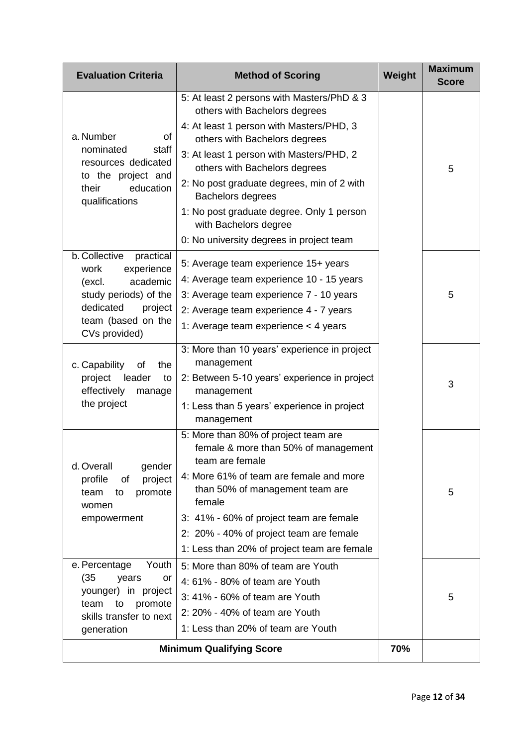| Evaluation Criteria | Method of Scoring | Weight | Maximum Score |
|---|---|---|---|
| a. Number of nominated staff resources dedicated to the project and their education qualifications | 5: At least 2 persons with Masters/PhD & 3 others with Bachelors degrees<br>4: At least 1 person with Masters/PHD, 3 others with Bachelors degrees<br>3: At least 1 person with Masters/PHD, 2 others with Bachelors degrees<br>2: No post graduate degrees, min of 2 with Bachelors degrees<br>1: No post graduate degree. Only 1 person with Bachelors degree<br>0: No university degrees in project team | | 5 |
| b. Collective practical work experience (excl. academic study periods) of the dedicated project team (based on the CVs provided) | 5: Average team experience 15+ years<br>4: Average team experience 10 - 15 years<br>3: Average team experience 7 - 10 years<br>2: Average team experience 4 - 7 years<br>1: Average team experience < 4 years | | 5 |
| c. Capability of the project leader to effectively manage the project | 3: More than 10 years' experience in project management<br>2: Between 5-10 years' experience in project management<br>1: Less than 5 years' experience in project management | | 3 |
| d. Overall gender profile of project team to promote women empowerment | 5: More than 80% of project team are female & more than 50% of management team are female<br>4: More 61% of team are female and more than 50% of management team are female<br>3: 41% - 60% of project team are female<br>2: 20% - 40% of project team are female<br>1: Less than 20% of project team are female | | 5 |
| e. Percentage Youth (35 years or younger) in project team to promote skills transfer to next generation | 5: More than 80% of team are Youth<br>4: 61% - 80% of team are Youth<br>3: 41% - 60% of team are Youth<br>2: 20% - 40% of team are Youth<br>1: Less than 20% of team are Youth | | 5 |
| **Minimum Qualifying Score** | | **70%** | |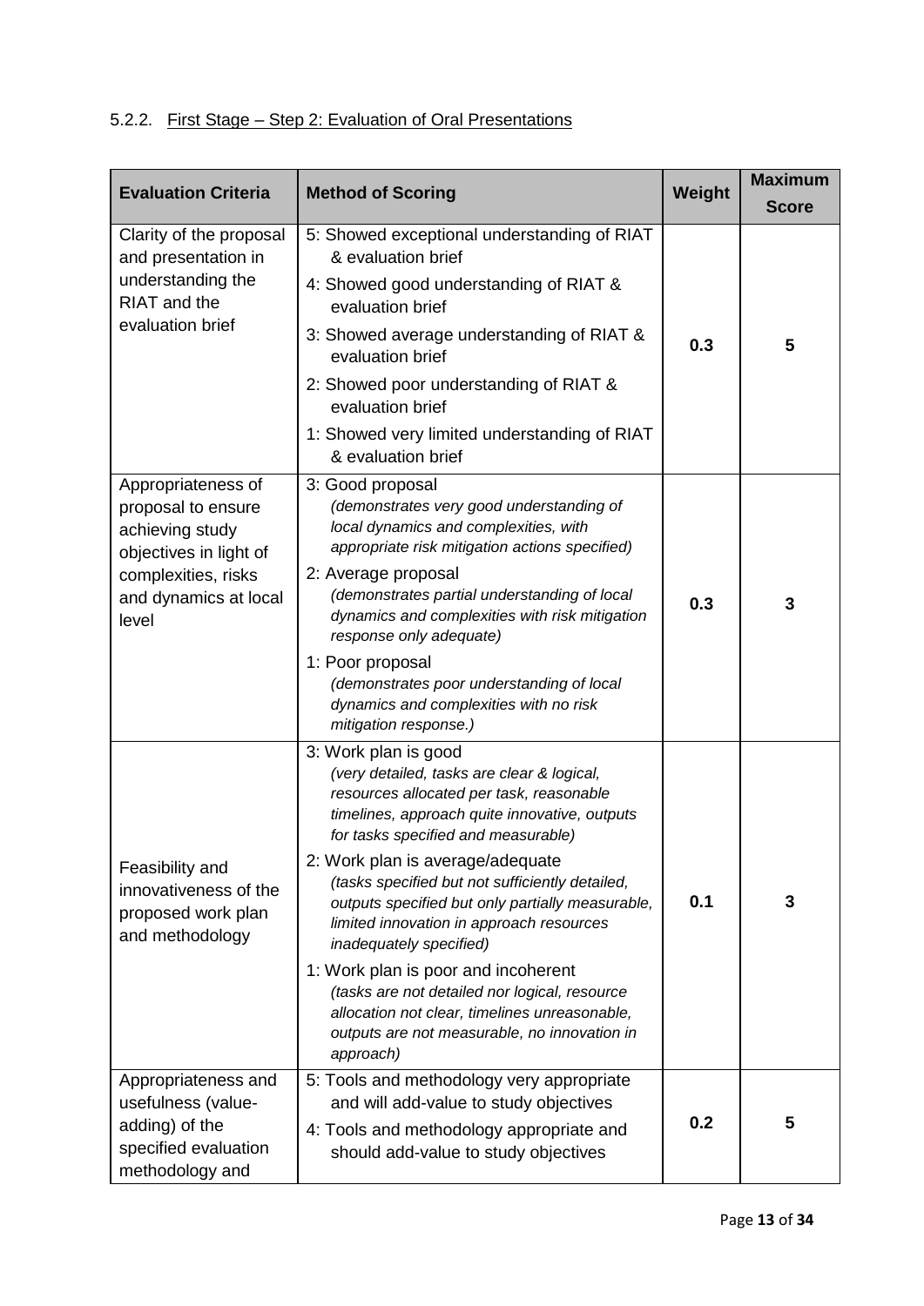#### 5.2.2. First Stage – Step 2: Evaluation of Oral Presentations

| Evaluation Criteria | Method of Scoring | Weight | Maximum Score |
| --- | --- | --- | --- |
| Clarity of the proposal and presentation in understanding the RIAT and the evaluation brief | 5: Showed exceptional understanding of RIAT & evaluation brief<br>4: Showed good understanding of RIAT & evaluation brief<br>3: Showed average understanding of RIAT & evaluation brief<br>2: Showed poor understanding of RIAT & evaluation brief<br>1: Showed very limited understanding of RIAT & evaluation brief | **0.3** | **5** |
| Appropriateness of proposal to ensure achieving study objectives in light of complexities, risks and dynamics at local level | 3: Good proposal *(demonstrates very good understanding of local dynamics and complexities, with appropriate risk mitigation actions specified)*<br>2: Average proposal *(demonstrates partial understanding of local dynamics and complexities with risk mitigation response only adequate)*<br>1: Poor proposal *(demonstrates poor understanding of local dynamics and complexities with no risk mitigation response.)* | **0.3** | **3** |
| Feasibility and innovativeness of the proposed work plan and methodology | 3: Work plan is good *(very detailed, tasks are clear & logical, resources allocated per task, reasonable timelines, approach quite innovative, outputs for tasks specified and measurable)*<br>2: Work plan is average/adequate *(tasks specified but not sufficiently detailed, outputs specified but only partially measurable, limited innovation in approach resources inadequately specified)*<br>1: Work plan is poor and incoherent *(tasks are not detailed nor logical, resource allocation not clear, timelines unreasonable, outputs are not measurable, no innovation in approach)* | **0.1** | **3** |
| Appropriateness and usefulness (value-adding) of the specified evaluation methodology and | 5: Tools and methodology very appropriate and will add-value to study objectives<br>4: Tools and methodology appropriate and should add-value to study objectives | **0.2** | **5** |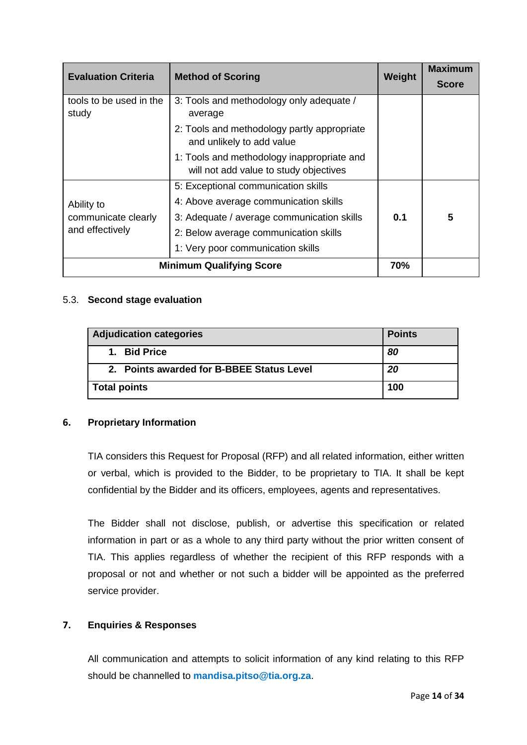| Evaluation Criteria | Method of Scoring | Weight | Maximum Score |
|---|---|---|---|
| tools to be used in the study | 3: Tools and methodology only adequate / average<br>2: Tools and methodology partly appropriate and unlikely to add value<br>1: Tools and methodology inappropriate and will not add value to study objectives | | |
| Ability to communicate clearly and effectively | 5: Exceptional communication skills<br>4: Above average communication skills<br>3: Adequate / average communication skills<br>2: Below average communication skills<br>1: Very poor communication skills | **0.1** | **5** |
| **Minimum Qualifying Score** | | **70%** | |

5.3. **Second stage evaluation**

| Adjudication categories | Points |
|---|---|
| **1. Bid Price** | ***80*** |
| **2. Points awarded for B-BBEE Status Level** | ***20*** |
| **Total points** | **100** |

## 6. Proprietary Information

TIA considers this Request for Proposal (RFP) and all related information, either written or verbal, which is provided to the Bidder, to be proprietary to TIA. It shall be kept confidential by the Bidder and its officers, employees, agents and representatives.

The Bidder shall not disclose, publish, or advertise this specification or related information in part or as a whole to any third party without the prior written consent of TIA. This applies regardless of whether the recipient of this RFP responds with a proposal or not and whether or not such a bidder will be appointed as the preferred service provider.

## 7. Enquiries & Responses

All communication and attempts to solicit information of any kind relating to this RFP should be channelled to **mandisa.pitso@tia.org.za**.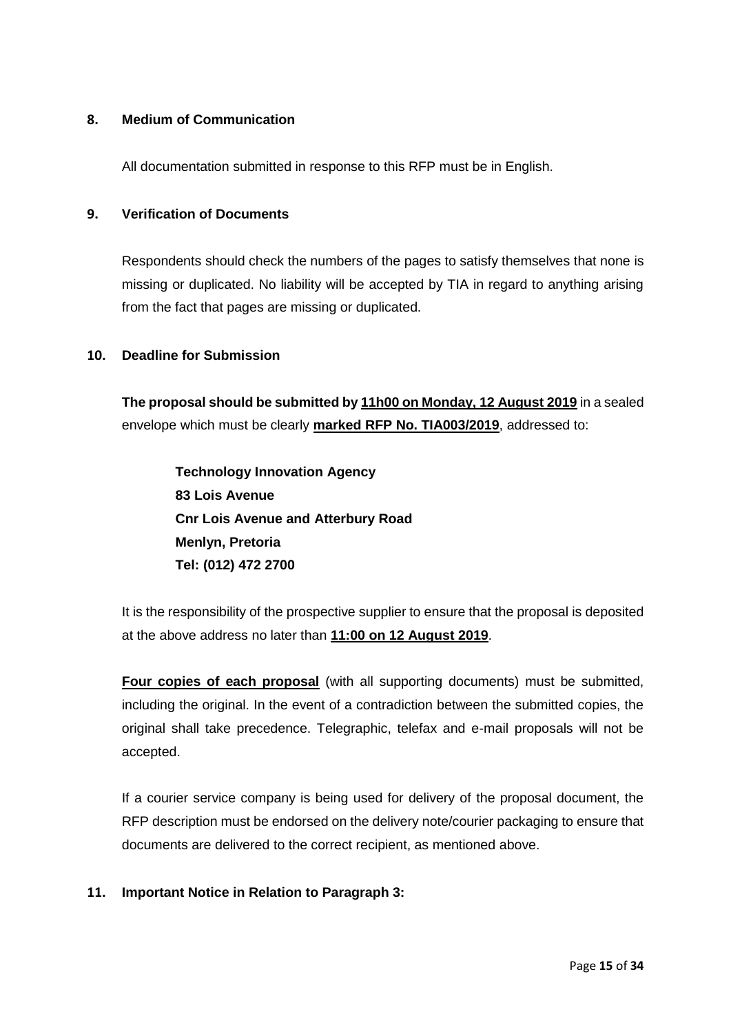## 8. Medium of Communication

All documentation submitted in response to this RFP must be in English.

## 9. Verification of Documents

Respondents should check the numbers of the pages to satisfy themselves that none is missing or duplicated. No liability will be accepted by TIA in regard to anything arising from the fact that pages are missing or duplicated.

## 10. Deadline for Submission

**The proposal should be submitted by <u>11h00 on Monday, 12 August 2019</u>** in a sealed envelope which must be clearly **<u>marked RFP No. TIA003/2019</u>**, addressed to:

> **Technology Innovation Agency**
> **83 Lois Avenue**
> **Cnr Lois Avenue and Atterbury Road**
> **Menlyn, Pretoria**
> **Tel: (012) 472 2700**

It is the responsibility of the prospective supplier to ensure that the proposal is deposited at the above address no later than **<u>11:00 on 12 August 2019</u>**.

**<u>Four copies of each proposal</u>** (with all supporting documents) must be submitted, including the original. In the event of a contradiction between the submitted copies, the original shall take precedence. Telegraphic, telefax and e-mail proposals will not be accepted.

If a courier service company is being used for delivery of the proposal document, the RFP description must be endorsed on the delivery note/courier packaging to ensure that documents are delivered to the correct recipient, as mentioned above.

## 11. Important Notice in Relation to Paragraph 3: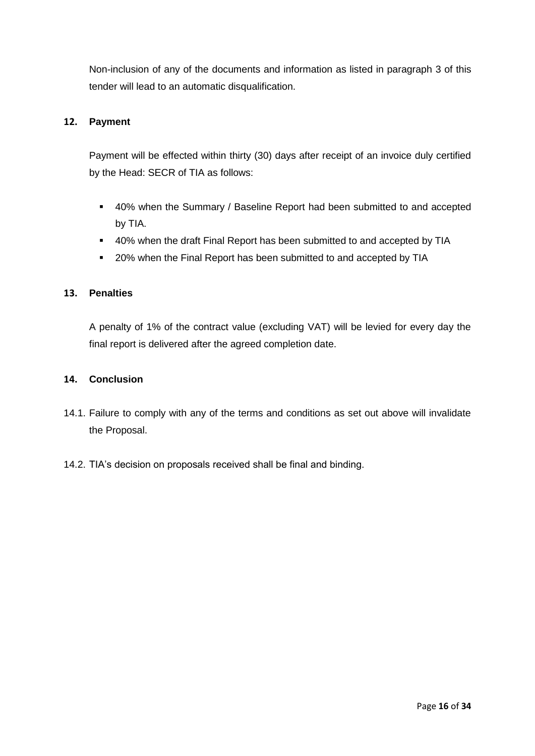Non-inclusion of any of the documents and information as listed in paragraph 3 of this tender will lead to an automatic disqualification.

## 12. Payment

Payment will be effected within thirty (30) days after receipt of an invoice duly certified by the Head: SECR of TIA as follows:

- 40% when the Summary / Baseline Report had been submitted to and accepted by TIA.
- 40% when the draft Final Report has been submitted to and accepted by TIA
- 20% when the Final Report has been submitted to and accepted by TIA

## 13. Penalties

A penalty of 1% of the contract value (excluding VAT) will be levied for every day the final report is delivered after the agreed completion date.

## 14. Conclusion

14.1. Failure to comply with any of the terms and conditions as set out above will invalidate the Proposal.

14.2. TIA's decision on proposals received shall be final and binding.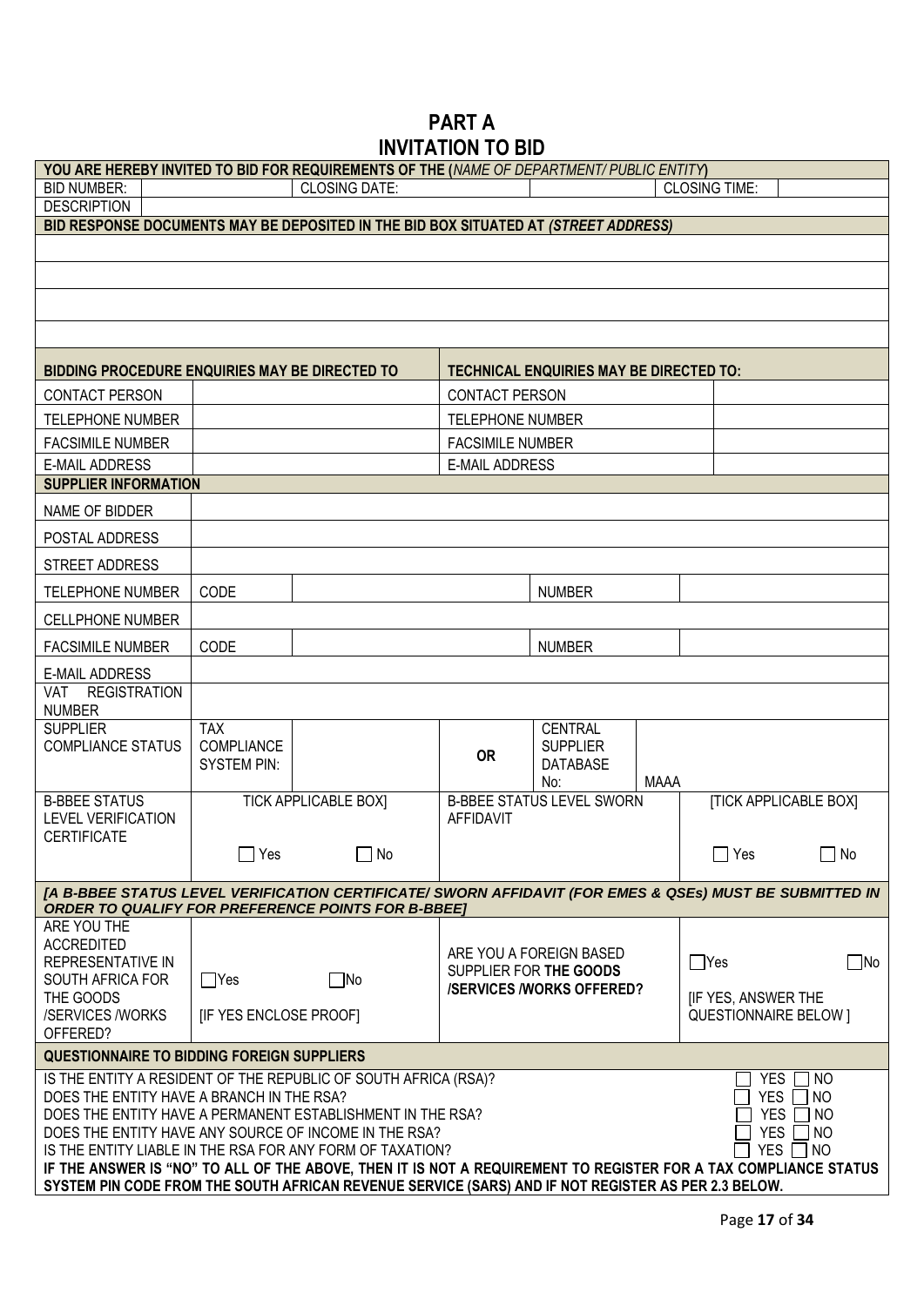# PART A
# INVITATION TO BID

| YOU ARE HEREBY INVITED TO BID FOR REQUIREMENTS OF THE (*NAME OF DEPARTMENT/ PUBLIC ENTITY*) | | | | | |
|---|---|---|---|---|---|
| BID NUMBER: | | CLOSING DATE: | | CLOSING TIME: | |
| DESCRIPTION | | | | | |

**BID RESPONSE DOCUMENTS MAY BE DEPOSITED IN THE BID BOX SITUATED AT *(STREET ADDRESS)***

| BIDDING PROCEDURE ENQUIRIES MAY BE DIRECTED TO | | TECHNICAL ENQUIRIES MAY BE DIRECTED TO: | |
|---|---|---|---|
| CONTACT PERSON | | CONTACT PERSON | |
| TELEPHONE NUMBER | | TELEPHONE NUMBER | |
| FACSIMILE NUMBER | | FACSIMILE NUMBER | |
| E-MAIL ADDRESS | | E-MAIL ADDRESS | |

**SUPPLIER INFORMATION**

| | | | | | |
|---|---|---|---|---|---|
| NAME OF BIDDER | | | | | |
| POSTAL ADDRESS | | | | | |
| STREET ADDRESS | | | | | |
| TELEPHONE NUMBER | CODE | | NUMBER | | |
| CELLPHONE NUMBER | | | | | |
| FACSIMILE NUMBER | CODE | | NUMBER | | |
| E-MAIL ADDRESS | | | | | |
| VAT REGISTRATION NUMBER | | | | | |
| SUPPLIER COMPLIANCE STATUS | TAX COMPLIANCE SYSTEM PIN: | | OR | CENTRAL SUPPLIER DATABASE No: | MAAA |
| B-BBEE STATUS LEVEL VERIFICATION CERTIFICATE | TICK APPLICABLE BOX] ☐ Yes ☐ No | | B-BBEE STATUS LEVEL SWORN AFFIDAVIT | | [TICK APPLICABLE BOX] ☐ Yes ☐ No |

***[A B-BBEE STATUS LEVEL VERIFICATION CERTIFICATE/ SWORN AFFIDAVIT (FOR EMES & QSEs) MUST BE SUBMITTED IN ORDER TO QUALIFY FOR PREFERENCE POINTS FOR B-BBEE]***

| | | | |
|---|---|---|---|
| ARE YOU THE ACCREDITED REPRESENTATIVE IN SOUTH AFRICA FOR THE GOODS /SERVICES /WORKS OFFERED? | ☐Yes ☐No [IF YES ENCLOSE PROOF] | ARE YOU A FOREIGN BASED SUPPLIER FOR **THE GOODS /SERVICES /WORKS OFFERED?** | ☐Yes ☐No [IF YES, ANSWER THE QUESTIONNAIRE BELOW ] |

**QUESTIONNAIRE TO BIDDING FOREIGN SUPPLIERS**

IS THE ENTITY A RESIDENT OF THE REPUBLIC OF SOUTH AFRICA (RSA)? ☐ YES ☐ NO

DOES THE ENTITY HAVE A BRANCH IN THE RSA? ☐ YES ☐ NO

DOES THE ENTITY HAVE A PERMANENT ESTABLISHMENT IN THE RSA? ☐ YES ☐ NO

DOES THE ENTITY HAVE ANY SOURCE OF INCOME IN THE RSA? ☐ YES ☐ NO

IS THE ENTITY LIABLE IN THE RSA FOR ANY FORM OF TAXATION? ☐ YES ☐ NO

**IF THE ANSWER IS "NO" TO ALL OF THE ABOVE, THEN IT IS NOT A REQUIREMENT TO REGISTER FOR A TAX COMPLIANCE STATUS SYSTEM PIN CODE FROM THE SOUTH AFRICAN REVENUE SERVICE (SARS) AND IF NOT REGISTER AS PER 2.3 BELOW.**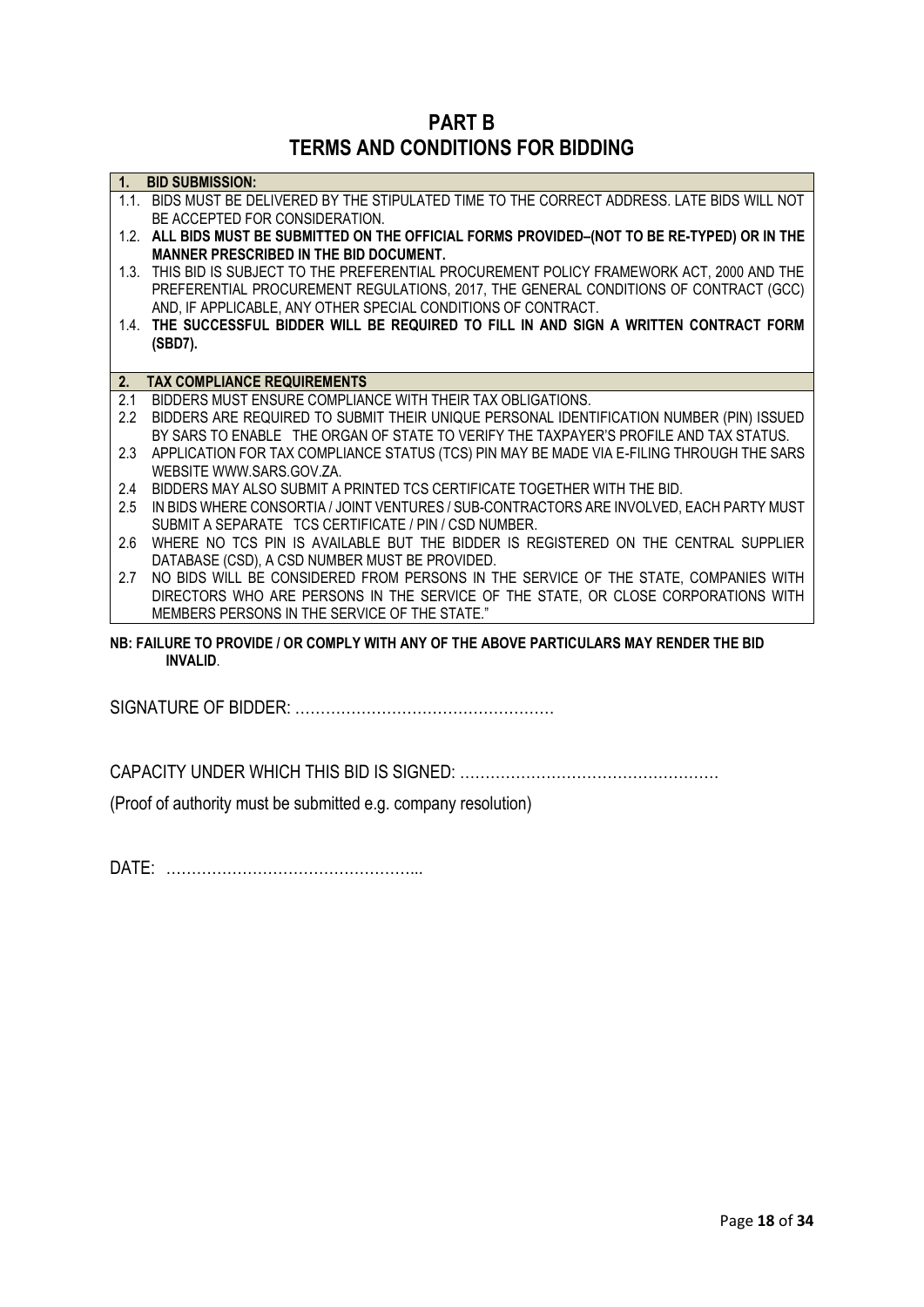# PART B
# TERMS AND CONDITIONS FOR BIDDING

**1. BID SUBMISSION:**

1.1. BIDS MUST BE DELIVERED BY THE STIPULATED TIME TO THE CORRECT ADDRESS. LATE BIDS WILL NOT BE ACCEPTED FOR CONSIDERATION.

1.2. **ALL BIDS MUST BE SUBMITTED ON THE OFFICIAL FORMS PROVIDED–(NOT TO BE RE-TYPED) OR IN THE MANNER PRESCRIBED IN THE BID DOCUMENT.**

1.3. THIS BID IS SUBJECT TO THE PREFERENTIAL PROCUREMENT POLICY FRAMEWORK ACT, 2000 AND THE PREFERENTIAL PROCUREMENT REGULATIONS, 2017, THE GENERAL CONDITIONS OF CONTRACT (GCC) AND, IF APPLICABLE, ANY OTHER SPECIAL CONDITIONS OF CONTRACT.

1.4. **THE SUCCESSFUL BIDDER WILL BE REQUIRED TO FILL IN AND SIGN A WRITTEN CONTRACT FORM (SBD7).**

**2. TAX COMPLIANCE REQUIREMENTS**

2.1 BIDDERS MUST ENSURE COMPLIANCE WITH THEIR TAX OBLIGATIONS.

2.2 BIDDERS ARE REQUIRED TO SUBMIT THEIR UNIQUE PERSONAL IDENTIFICATION NUMBER (PIN) ISSUED BY SARS TO ENABLE THE ORGAN OF STATE TO VERIFY THE TAXPAYER'S PROFILE AND TAX STATUS.

2.3 APPLICATION FOR TAX COMPLIANCE STATUS (TCS) PIN MAY BE MADE VIA E-FILING THROUGH THE SARS WEBSITE WWW.SARS.GOV.ZA.

2.4 BIDDERS MAY ALSO SUBMIT A PRINTED TCS CERTIFICATE TOGETHER WITH THE BID.

2.5 IN BIDS WHERE CONSORTIA / JOINT VENTURES / SUB-CONTRACTORS ARE INVOLVED, EACH PARTY MUST SUBMIT A SEPARATE TCS CERTIFICATE / PIN / CSD NUMBER.

2.6 WHERE NO TCS PIN IS AVAILABLE BUT THE BIDDER IS REGISTERED ON THE CENTRAL SUPPLIER DATABASE (CSD), A CSD NUMBER MUST BE PROVIDED.

2.7 NO BIDS WILL BE CONSIDERED FROM PERSONS IN THE SERVICE OF THE STATE, COMPANIES WITH DIRECTORS WHO ARE PERSONS IN THE SERVICE OF THE STATE, OR CLOSE CORPORATIONS WITH MEMBERS PERSONS IN THE SERVICE OF THE STATE."

**NB: FAILURE TO PROVIDE / OR COMPLY WITH ANY OF THE ABOVE PARTICULARS MAY RENDER THE BID INVALID**.

SIGNATURE OF BIDDER: ……………………………………………

CAPACITY UNDER WHICH THIS BID IS SIGNED: ……………………………………………

(Proof of authority must be submitted e.g. company resolution)

DATE: …………………………………………...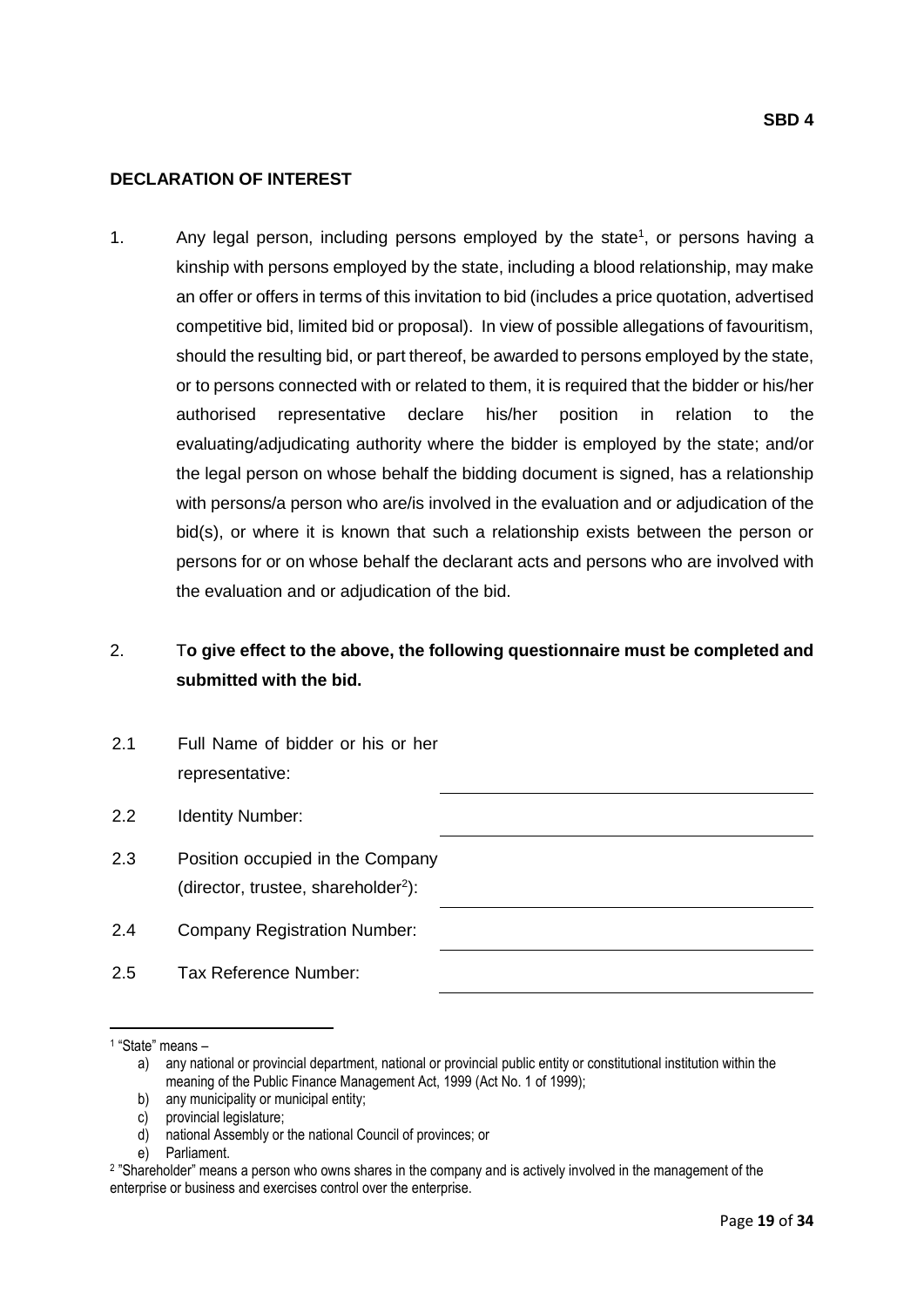**SBD 4**

**DECLARATION OF INTEREST**

1. Any legal person, including persons employed by the state[1], or persons having a kinship with persons employed by the state, including a blood relationship, may make an offer or offers in terms of this invitation to bid (includes a price quotation, advertised competitive bid, limited bid or proposal). In view of possible allegations of favouritism, should the resulting bid, or part thereof, be awarded to persons employed by the state, or to persons connected with or related to them, it is required that the bidder or his/her authorised representative declare his/her position in relation to the evaluating/adjudicating authority where the bidder is employed by the state; and/or the legal person on whose behalf the bidding document is signed, has a relationship with persons/a person who are/is involved in the evaluation and or adjudication of the bid(s), or where it is known that such a relationship exists between the person or persons for or on whose behalf the declarant acts and persons who are involved with the evaluation and or adjudication of the bid.

2. **To give effect to the above, the following questionnaire must be completed and submitted with the bid.**

2.1 Full Name of bidder or his or her representative: ______________________

2.2 Identity Number: ______________________

2.3 Position occupied in the Company (director, trustee, shareholder[2]): ______________________

2.4 Company Registration Number: ______________________

2.5 Tax Reference Number: ______________________

---

[1] "State" means –

a) any national or provincial department, national or provincial public entity or constitutional institution within the meaning of the Public Finance Management Act, 1999 (Act No. 1 of 1999);
b) any municipality or municipal entity;
c) provincial legislature;
d) national Assembly or the national Council of provinces; or
e) Parliament.

[2] "Shareholder" means a person who owns shares in the company and is actively involved in the management of the enterprise or business and exercises control over the enterprise.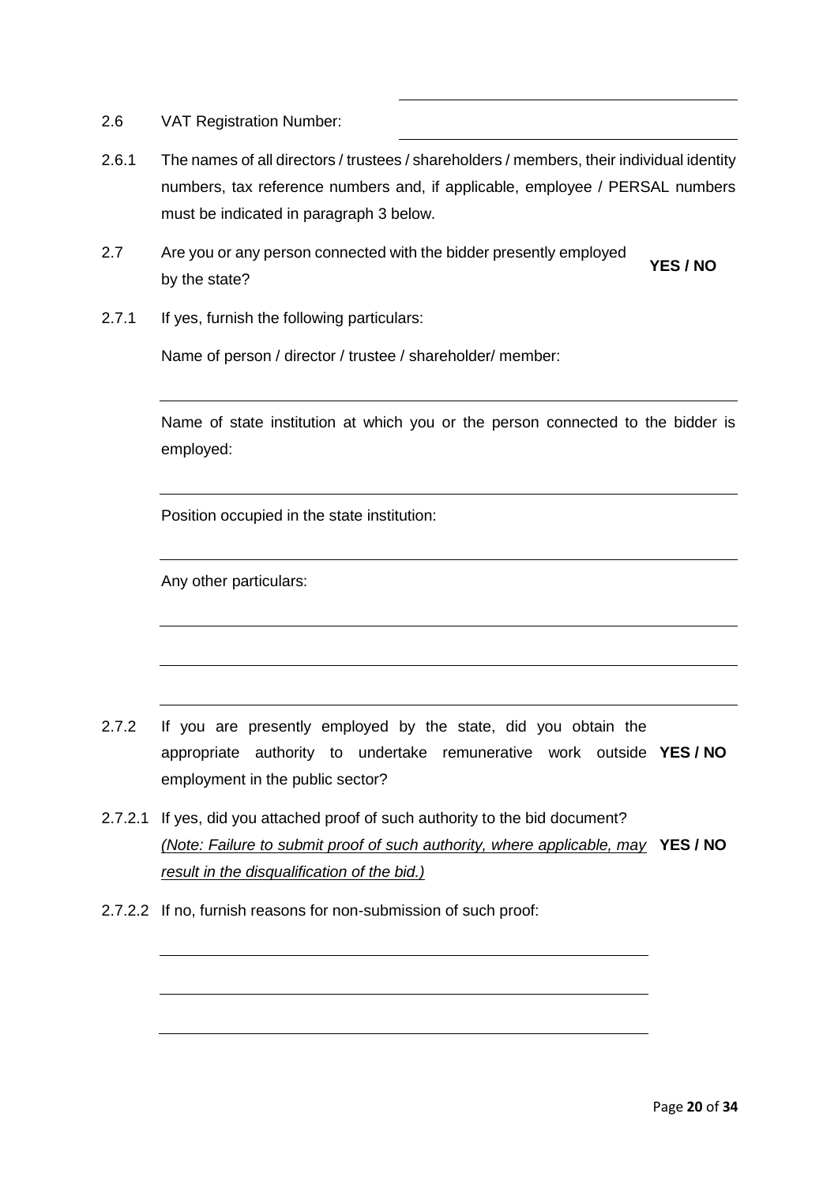2.6 VAT Registration Number: ______________________________

2.6.1 The names of all directors / trustees / shareholders / members, their individual identity numbers, tax reference numbers and, if applicable, employee / PERSAL numbers must be indicated in paragraph 3 below.

2.7 Are you or any person connected with the bidder presently employed by the state? **YES / NO**

2.7.1 If yes, furnish the following particulars:

Name of person / director / trustee / shareholder/ member:

______________________________________________________________

Name of state institution at which you or the person connected to the bidder is employed:

______________________________________________________________

Position occupied in the state institution:

______________________________________________________________

Any other particulars:

______________________________________________________________

______________________________________________________________

______________________________________________________________

2.7.2 If you are presently employed by the state, did you obtain the appropriate authority to undertake remunerative work outside employment in the public sector? **YES / NO**

2.7.2.1 If yes, did you attached proof of such authority to the bid document? *(Note: Failure to submit proof of such authority, where applicable, may result in the disqualification of the bid.)* **YES / NO**

2.7.2.2 If no, furnish reasons for non-submission of such proof:

______________________________________________________________

______________________________________________________________

______________________________________________________________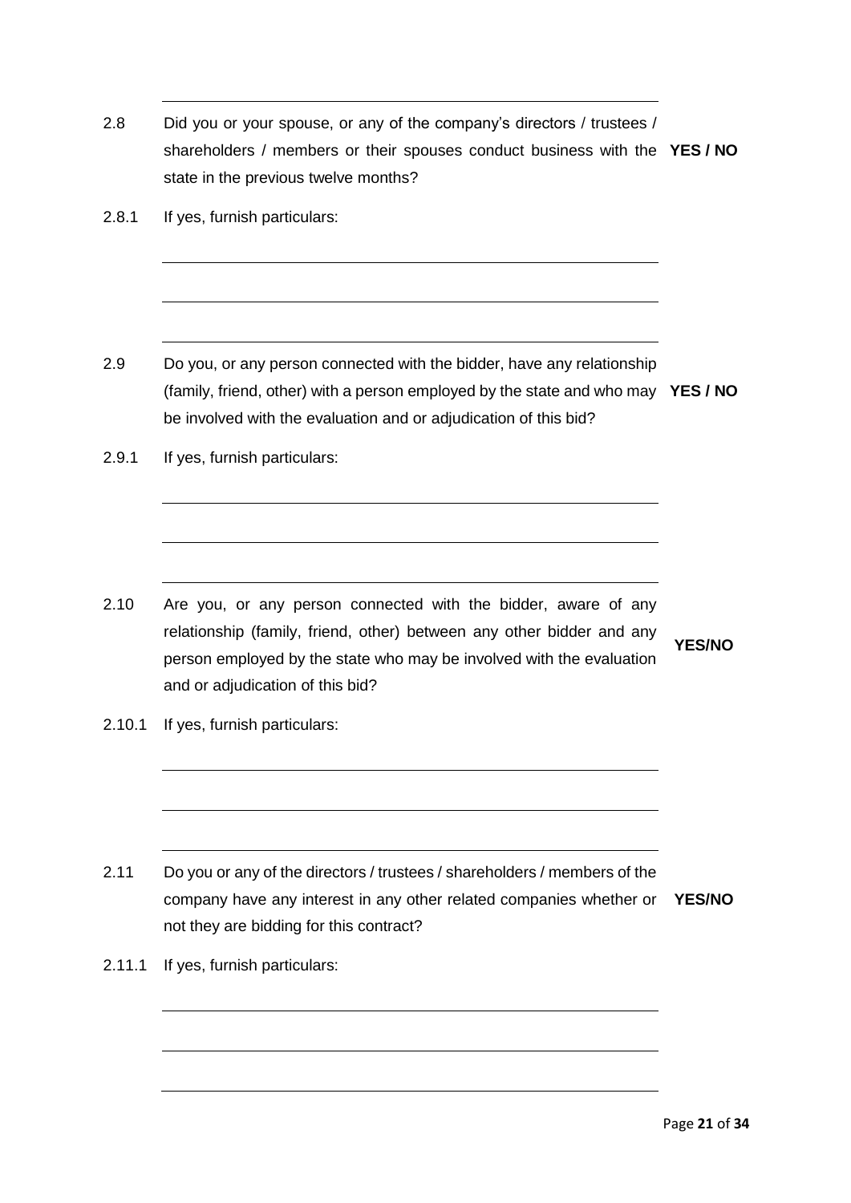2.8 Did you or your spouse, or any of the company's directors / trustees / shareholders / members or their spouses conduct business with the state in the previous twelve months? **YES / NO**

2.8.1 If yes, furnish particulars:

______________________________________________

______________________________________________

______________________________________________

2.9 Do you, or any person connected with the bidder, have any relationship (family, friend, other) with a person employed by the state and who may be involved with the evaluation and or adjudication of this bid? **YES / NO**

2.9.1 If yes, furnish particulars:

______________________________________________

______________________________________________

______________________________________________

2.10 Are you, or any person connected with the bidder, aware of any relationship (family, friend, other) between any other bidder and any person employed by the state who may be involved with the evaluation and or adjudication of this bid? **YES/NO**

2.10.1 If yes, furnish particulars:

______________________________________________

______________________________________________

______________________________________________

2.11 Do you or any of the directors / trustees / shareholders / members of the company have any interest in any other related companies whether or not they are bidding for this contract? **YES/NO**

2.11.1 If yes, furnish particulars:

______________________________________________

______________________________________________

______________________________________________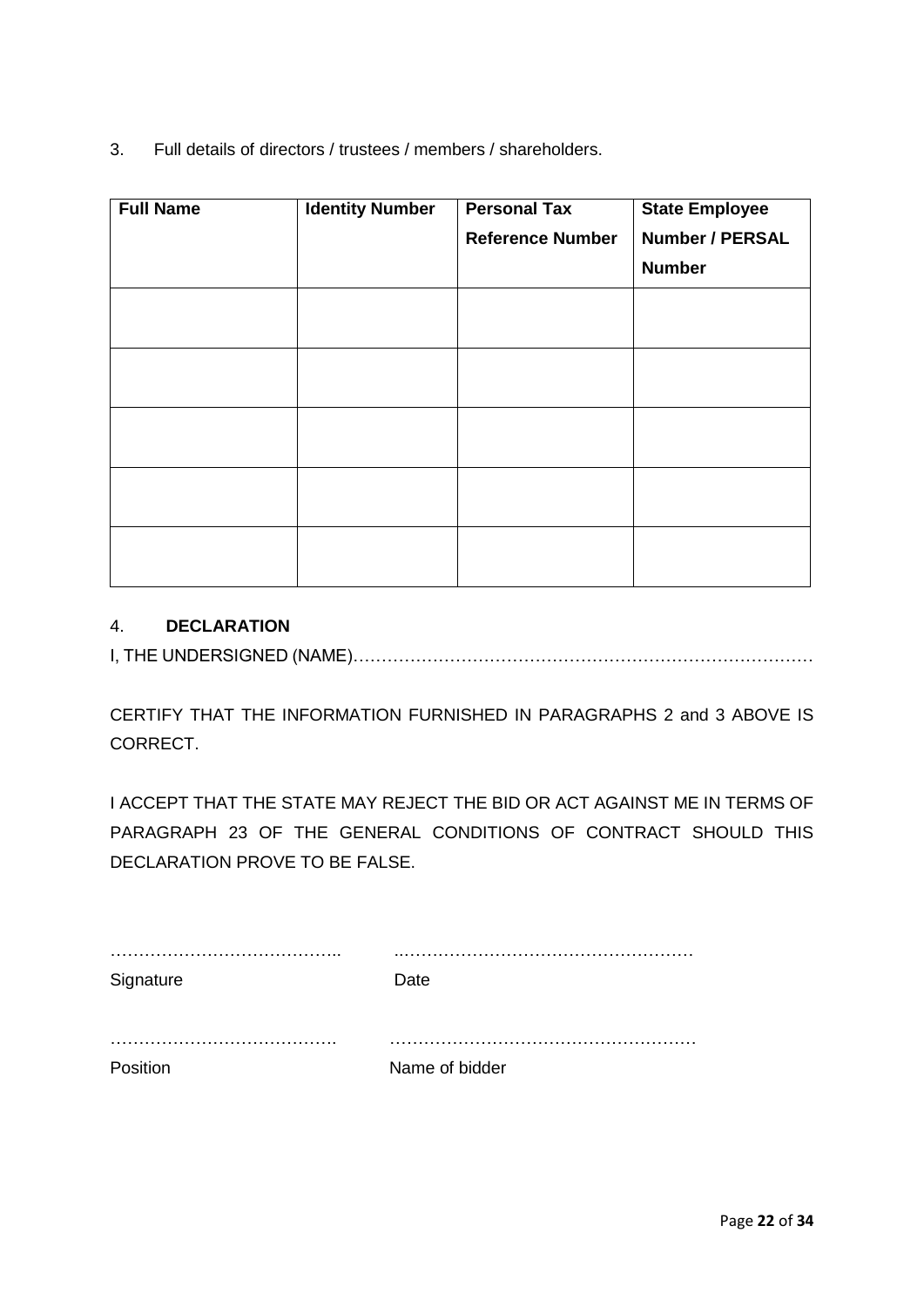3. Full details of directors / trustees / members / shareholders.

| **Full Name** | **Identity Number** | **Personal Tax Reference Number** | **State Employee Number / PERSAL Number** |
|---|---|---|---|
| | | | |
| | | | |
| | | | |
| | | | |
| | | | |

## 4. DECLARATION

I, THE UNDERSIGNED (NAME)………………………………………………………………………

CERTIFY THAT THE INFORMATION FURNISHED IN PARAGRAPHS 2 and 3 ABOVE IS CORRECT.

I ACCEPT THAT THE STATE MAY REJECT THE BID OR ACT AGAINST ME IN TERMS OF PARAGRAPH 23 OF THE GENERAL CONDITIONS OF CONTRACT SHOULD THIS DECLARATION PROVE TO BE FALSE.

………………………………….. ..……………………………………………

Signature Date

…………………………………. ……………………………………………

Position Name of bidder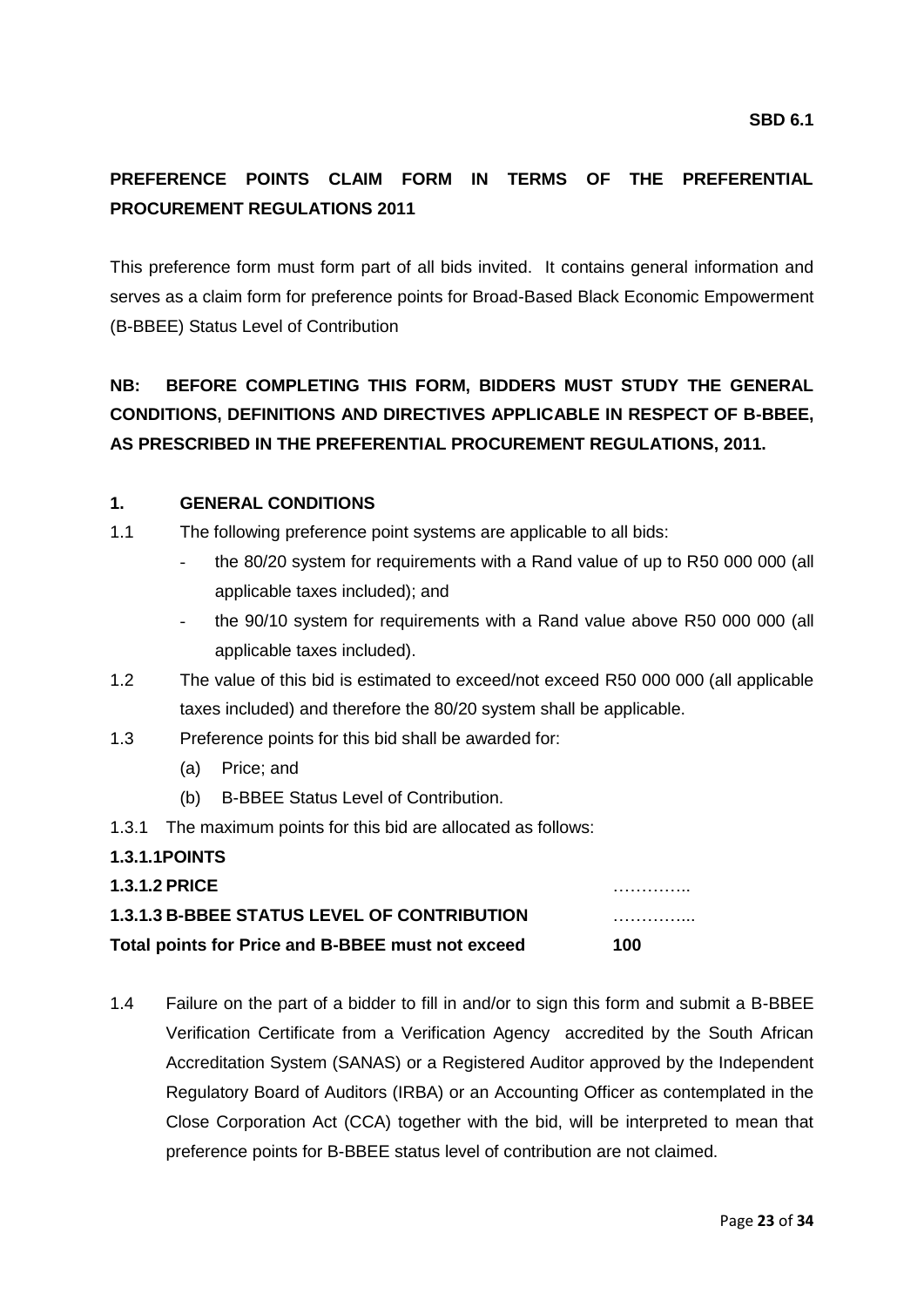**SBD 6.1**

# PREFERENCE POINTS CLAIM FORM IN TERMS OF THE PREFERENTIAL PROCUREMENT REGULATIONS 2011

This preference form must form part of all bids invited. It contains general information and serves as a claim form for preference points for Broad-Based Black Economic Empowerment (B-BBEE) Status Level of Contribution

**NB: BEFORE COMPLETING THIS FORM, BIDDERS MUST STUDY THE GENERAL CONDITIONS, DEFINITIONS AND DIRECTIVES APPLICABLE IN RESPECT OF B-BBEE, AS PRESCRIBED IN THE PREFERENTIAL PROCUREMENT REGULATIONS, 2011.**

## 1. GENERAL CONDITIONS

1.1 The following preference point systems are applicable to all bids:

- the 80/20 system for requirements with a Rand value of up to R50 000 000 (all applicable taxes included); and
- the 90/10 system for requirements with a Rand value above R50 000 000 (all applicable taxes included).

1.2 The value of this bid is estimated to exceed/not exceed R50 000 000 (all applicable taxes included) and therefore the 80/20 system shall be applicable.

1.3 Preference points for this bid shall be awarded for:

(a) Price; and

(b) B-BBEE Status Level of Contribution.

1.3.1 The maximum points for this bid are allocated as follows:

| **1.3.1.1 POINTS** | |
|---|---|
| **1.3.1.2 PRICE** | ………….. |
| **1.3.1.3 B-BBEE STATUS LEVEL OF CONTRIBUTION** | …………... |
| **Total points for Price and B-BBEE must not exceed** | **100** |

1.4 Failure on the part of a bidder to fill in and/or to sign this form and submit a B-BBEE Verification Certificate from a Verification Agency accredited by the South African Accreditation System (SANAS) or a Registered Auditor approved by the Independent Regulatory Board of Auditors (IRBA) or an Accounting Officer as contemplated in the Close Corporation Act (CCA) together with the bid, will be interpreted to mean that preference points for B-BBEE status level of contribution are not claimed.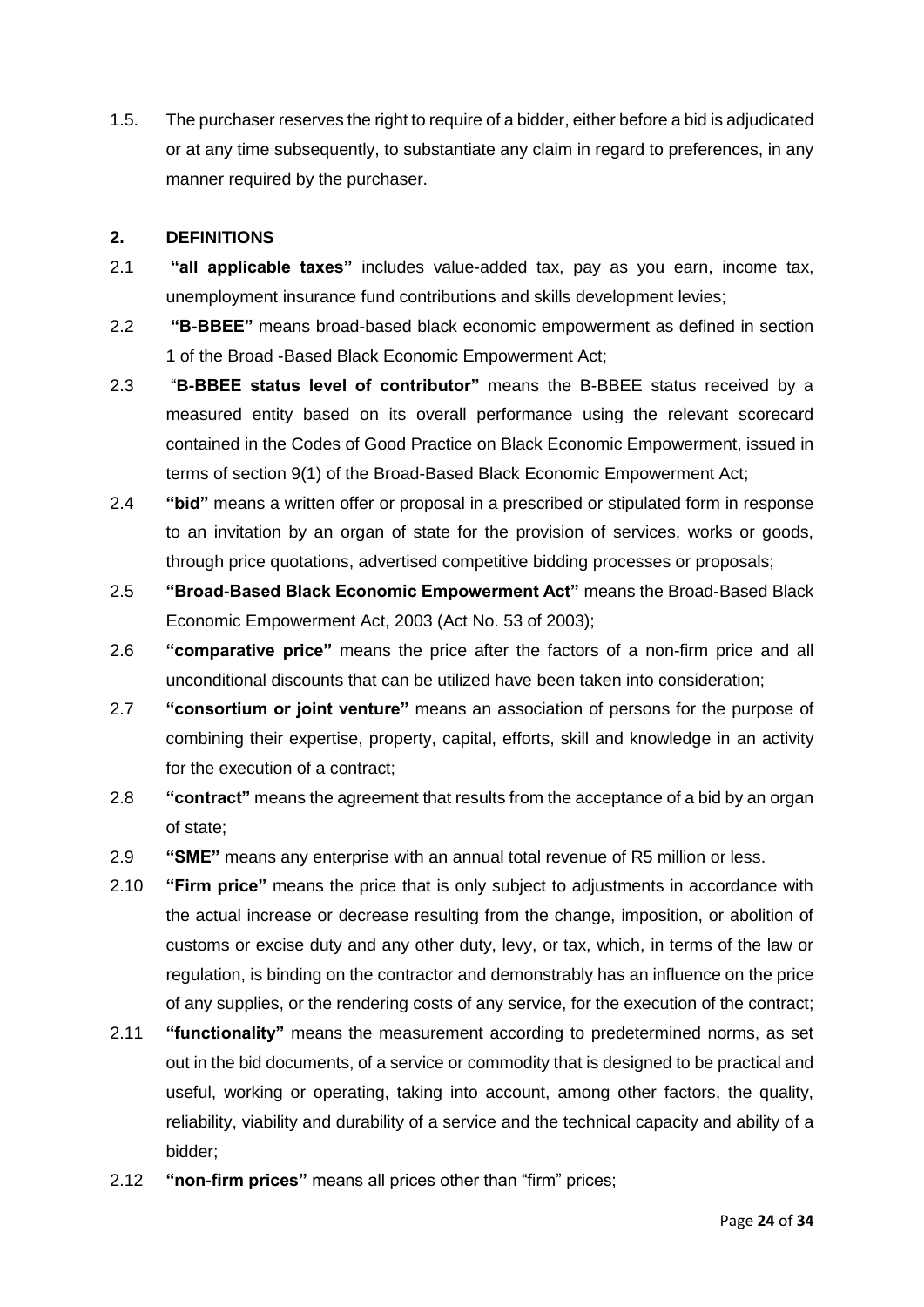1.5. The purchaser reserves the right to require of a bidder, either before a bid is adjudicated or at any time subsequently, to substantiate any claim in regard to preferences, in any manner required by the purchaser.

## 2. DEFINITIONS

2.1 **"all applicable taxes"** includes value-added tax, pay as you earn, income tax, unemployment insurance fund contributions and skills development levies;

2.2 **"B-BBEE"** means broad-based black economic empowerment as defined in section 1 of the Broad -Based Black Economic Empowerment Act;

2.3 "**B-BBEE status level of contributor"** means the B-BBEE status received by a measured entity based on its overall performance using the relevant scorecard contained in the Codes of Good Practice on Black Economic Empowerment, issued in terms of section 9(1) of the Broad-Based Black Economic Empowerment Act;

2.4 **"bid"** means a written offer or proposal in a prescribed or stipulated form in response to an invitation by an organ of state for the provision of services, works or goods, through price quotations, advertised competitive bidding processes or proposals;

2.5 **"Broad-Based Black Economic Empowerment Act"** means the Broad-Based Black Economic Empowerment Act, 2003 (Act No. 53 of 2003);

2.6 **"comparative price"** means the price after the factors of a non-firm price and all unconditional discounts that can be utilized have been taken into consideration;

2.7 **"consortium or joint venture"** means an association of persons for the purpose of combining their expertise, property, capital, efforts, skill and knowledge in an activity for the execution of a contract;

2.8 **"contract"** means the agreement that results from the acceptance of a bid by an organ of state;

2.9 **"SME"** means any enterprise with an annual total revenue of R5 million or less.

2.10 **"Firm price"** means the price that is only subject to adjustments in accordance with the actual increase or decrease resulting from the change, imposition, or abolition of customs or excise duty and any other duty, levy, or tax, which, in terms of the law or regulation, is binding on the contractor and demonstrably has an influence on the price of any supplies, or the rendering costs of any service, for the execution of the contract;

2.11 **"functionality"** means the measurement according to predetermined norms, as set out in the bid documents, of a service or commodity that is designed to be practical and useful, working or operating, taking into account, among other factors, the quality, reliability, viability and durability of a service and the technical capacity and ability of a bidder;

2.12 **"non-firm prices"** means all prices other than "firm" prices;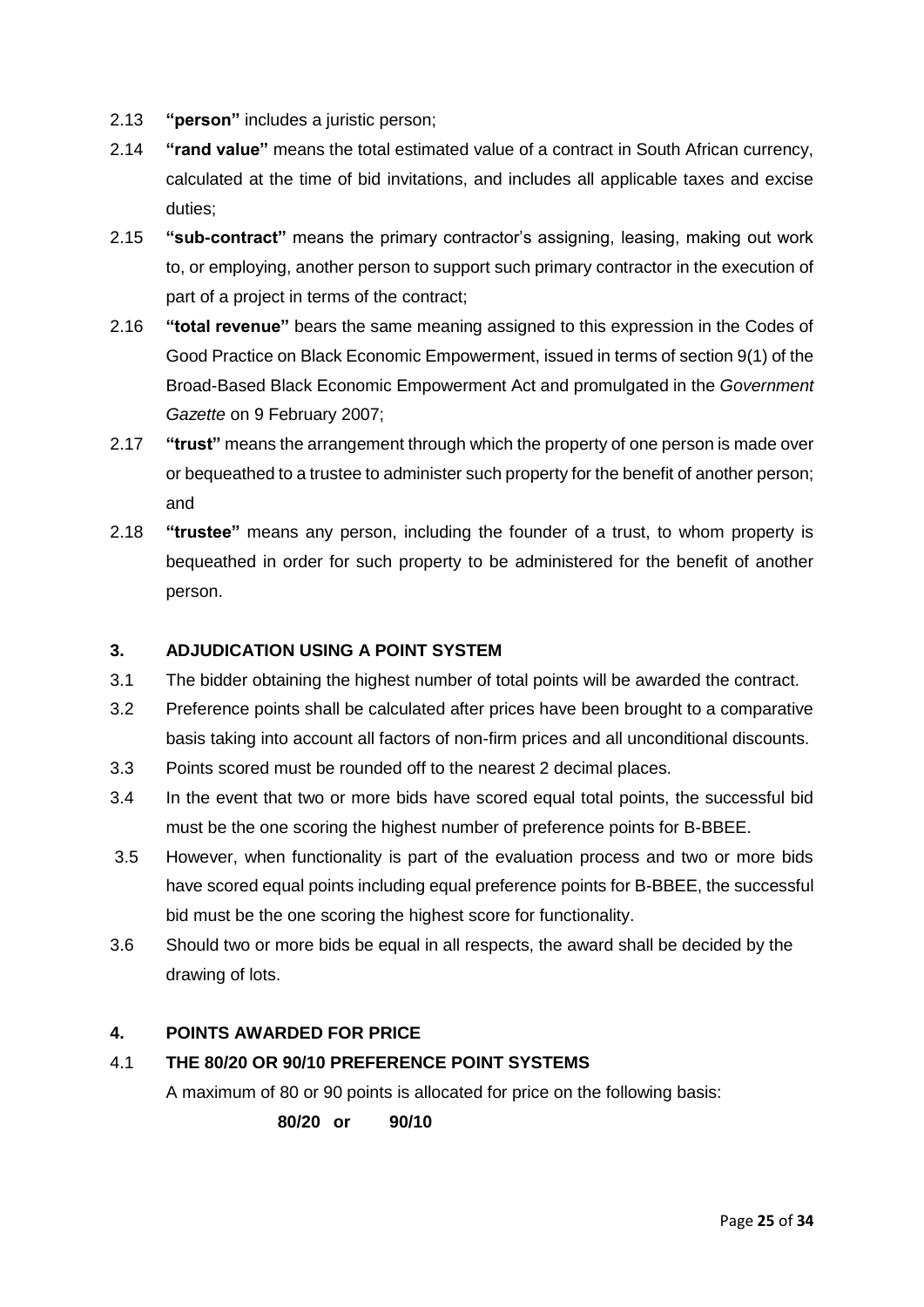2.13 **"person"** includes a juristic person;

2.14 **"rand value"** means the total estimated value of a contract in South African currency, calculated at the time of bid invitations, and includes all applicable taxes and excise duties;

2.15 **"sub-contract"** means the primary contractor's assigning, leasing, making out work to, or employing, another person to support such primary contractor in the execution of part of a project in terms of the contract;

2.16 **"total revenue"** bears the same meaning assigned to this expression in the Codes of Good Practice on Black Economic Empowerment, issued in terms of section 9(1) of the Broad-Based Black Economic Empowerment Act and promulgated in the *Government Gazette* on 9 February 2007;

2.17 **"trust"** means the arrangement through which the property of one person is made over or bequeathed to a trustee to administer such property for the benefit of another person; and

2.18 **"trustee"** means any person, including the founder of a trust, to whom property is bequeathed in order for such property to be administered for the benefit of another person.

## 3. ADJUDICATION USING A POINT SYSTEM

3.1 The bidder obtaining the highest number of total points will be awarded the contract.

3.2 Preference points shall be calculated after prices have been brought to a comparative basis taking into account all factors of non-firm prices and all unconditional discounts.

3.3 Points scored must be rounded off to the nearest 2 decimal places.

3.4 In the event that two or more bids have scored equal total points, the successful bid must be the one scoring the highest number of preference points for B-BBEE.

3.5 However, when functionality is part of the evaluation process and two or more bids have scored equal points including equal preference points for B-BBEE, the successful bid must be the one scoring the highest score for functionality.

3.6 Should two or more bids be equal in all respects, the award shall be decided by the drawing of lots.

## 4. POINTS AWARDED FOR PRICE

### 4.1 THE 80/20 OR 90/10 PREFERENCE POINT SYSTEMS

A maximum of 80 or 90 points is allocated for price on the following basis:

**80/20 or 90/10**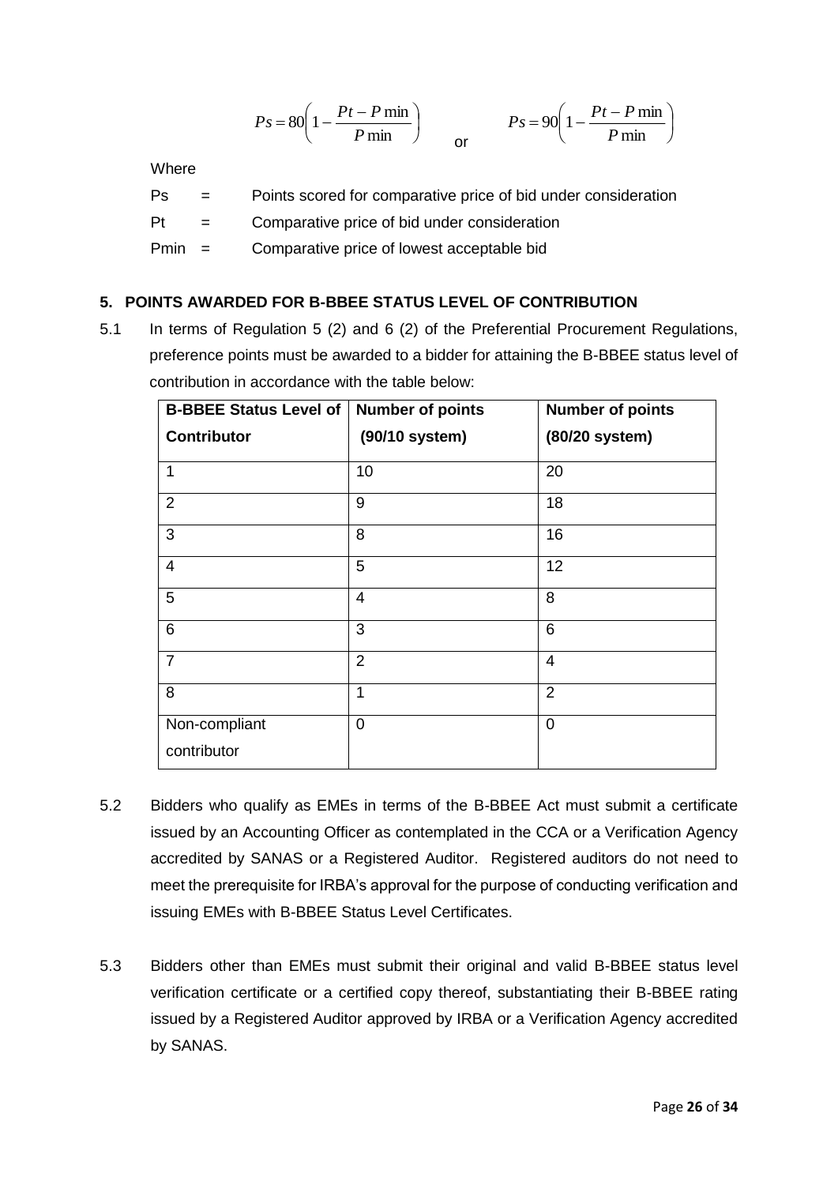$$Ps = 80\left(1 - \frac{Pt - P\min}{P\min}\right) \quad \text{or} \quad Ps = 90\left(1 - \frac{Pt - P\min}{P\min}\right)$$

Where

Ps = Points scored for comparative price of bid under consideration

Pt = Comparative price of bid under consideration

Pmin = Comparative price of lowest acceptable bid

## 5. POINTS AWARDED FOR B-BBEE STATUS LEVEL OF CONTRIBUTION

5.1 In terms of Regulation 5 (2) and 6 (2) of the Preferential Procurement Regulations, preference points must be awarded to a bidder for attaining the B-BBEE status level of contribution in accordance with the table below:

| **B-BBEE Status Level of Contributor** | **Number of points (90/10 system)** | **Number of points (80/20 system)** |
|---|---|---|
| 1 | 10 | 20 |
| 2 | 9 | 18 |
| 3 | 8 | 16 |
| 4 | 5 | 12 |
| 5 | 4 | 8 |
| 6 | 3 | 6 |
| 7 | 2 | 4 |
| 8 | 1 | 2 |
| Non-compliant contributor | 0 | 0 |

5.2 Bidders who qualify as EMEs in terms of the B-BBEE Act must submit a certificate issued by an Accounting Officer as contemplated in the CCA or a Verification Agency accredited by SANAS or a Registered Auditor. Registered auditors do not need to meet the prerequisite for IRBA's approval for the purpose of conducting verification and issuing EMEs with B-BBEE Status Level Certificates.

5.3 Bidders other than EMEs must submit their original and valid B-BBEE status level verification certificate or a certified copy thereof, substantiating their B-BBEE rating issued by a Registered Auditor approved by IRBA or a Verification Agency accredited by SANAS.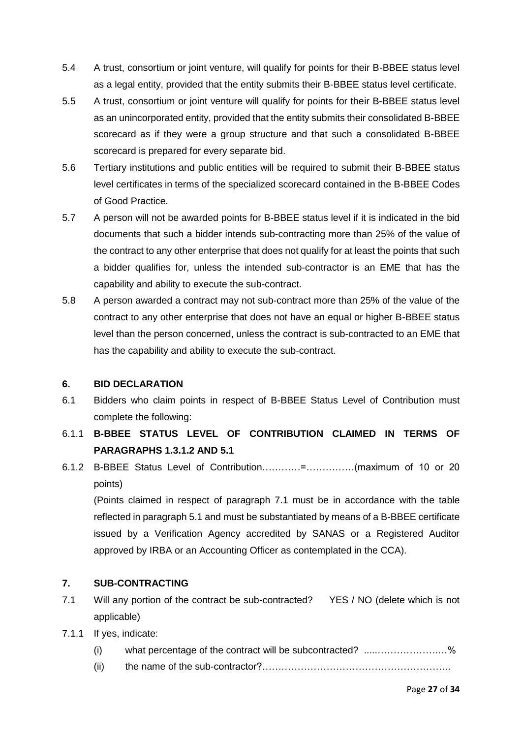5.4 A trust, consortium or joint venture, will qualify for points for their B-BBEE status level as a legal entity, provided that the entity submits their B-BBEE status level certificate.

5.5 A trust, consortium or joint venture will qualify for points for their B-BBEE status level as an unincorporated entity, provided that the entity submits their consolidated B-BBEE scorecard as if they were a group structure and that such a consolidated B-BBEE scorecard is prepared for every separate bid.

5.6 Tertiary institutions and public entities will be required to submit their B-BBEE status level certificates in terms of the specialized scorecard contained in the B-BBEE Codes of Good Practice.

5.7 A person will not be awarded points for B-BBEE status level if it is indicated in the bid documents that such a bidder intends sub-contracting more than 25% of the value of the contract to any other enterprise that does not qualify for at least the points that such a bidder qualifies for, unless the intended sub-contractor is an EME that has the capability and ability to execute the sub-contract.

5.8 A person awarded a contract may not sub-contract more than 25% of the value of the contract to any other enterprise that does not have an equal or higher B-BBEE status level than the person concerned, unless the contract is sub-contracted to an EME that has the capability and ability to execute the sub-contract.

## 6. BID DECLARATION

6.1 Bidders who claim points in respect of B-BBEE Status Level of Contribution must complete the following:

6.1.1 **B-BBEE STATUS LEVEL OF CONTRIBUTION CLAIMED IN TERMS OF PARAGRAPHS 1.3.1.2 AND 5.1**

6.1.2 B-BBEE Status Level of Contribution…………=……………(maximum of 10 or 20 points)

(Points claimed in respect of paragraph 7.1 must be in accordance with the table reflected in paragraph 5.1 and must be substantiated by means of a B-BBEE certificate issued by a Verification Agency accredited by SANAS or a Registered Auditor approved by IRBA or an Accounting Officer as contemplated in the CCA).

## 7. SUB-CONTRACTING

7.1 Will any portion of the contract be sub-contracted? YES / NO (delete which is not applicable)

7.1.1 If yes, indicate:

(i) what percentage of the contract will be subcontracted? .....…………………..…%

(ii) the name of the sub-contractor?…………………………………………………..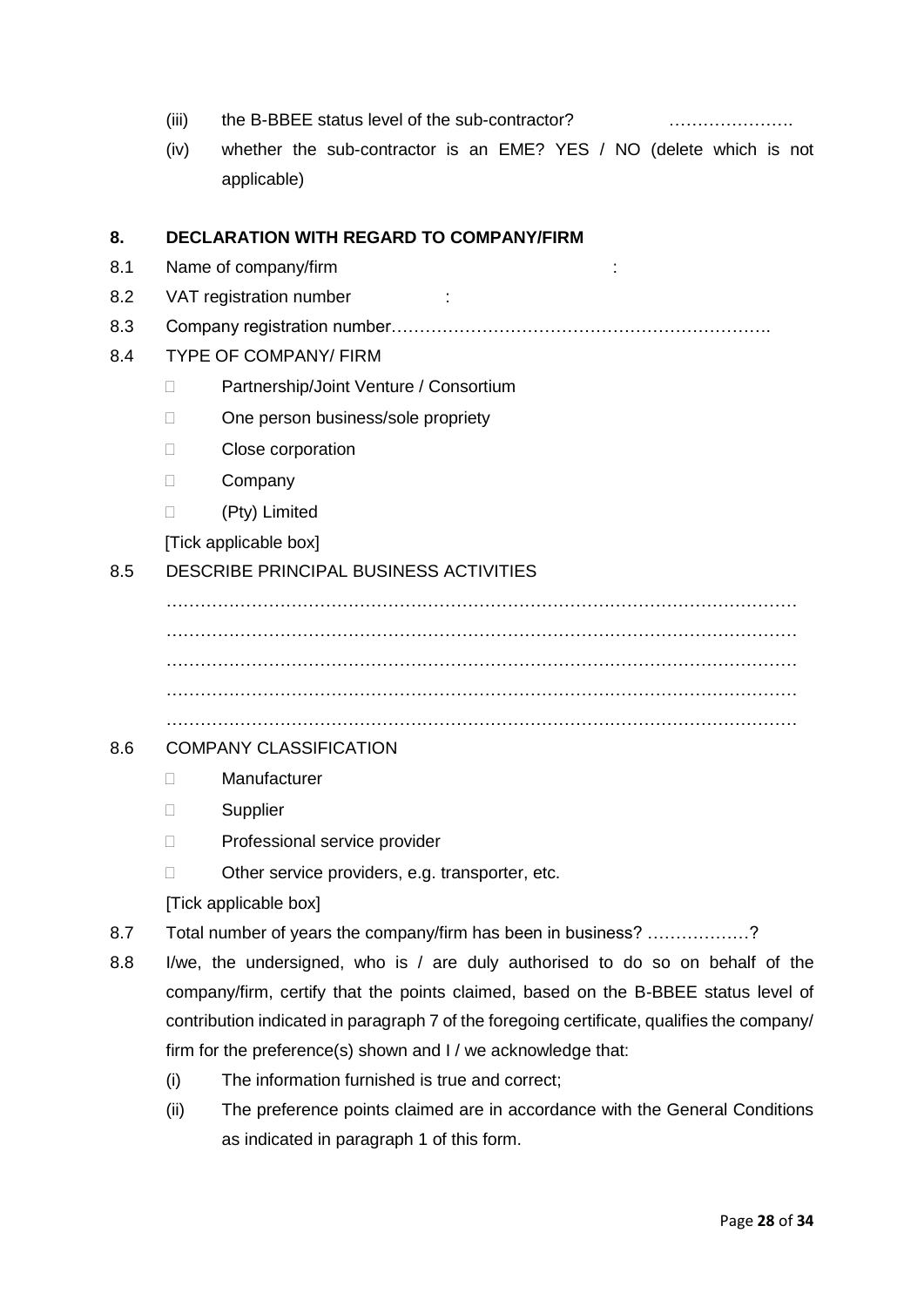(iii) the B-BBEE status level of the sub-contractor? ………………….

(iv) whether the sub-contractor is an EME? YES / NO (delete which is not applicable)

**8. DECLARATION WITH REGARD TO COMPANY/FIRM**

8.1 Name of company/firm :

8.2 VAT registration number :

8.3 Company registration number………………………………………………………….

8.4 TYPE OF COMPANY/ FIRM

- ☐ Partnership/Joint Venture / Consortium
- ☐ One person business/sole propriety
- ☐ Close corporation
- ☐ Company
- ☐ (Pty) Limited

[Tick applicable box]

8.5 DESCRIBE PRINCIPAL BUSINESS ACTIVITIES

…………………………………………………………………………………………………
…………………………………………………………………………………………………
…………………………………………………………………………………………………
…………………………………………………………………………………………………
…………………………………………………………………………………………………

8.6 COMPANY CLASSIFICATION

- ☐ Manufacturer
- ☐ Supplier
- ☐ Professional service provider
- ☐ Other service providers, e.g. transporter, etc.

[Tick applicable box]

8.7 Total number of years the company/firm has been in business? ………………?

8.8 I/we, the undersigned, who is / are duly authorised to do so on behalf of the company/firm, certify that the points claimed, based on the B-BBEE status level of contribution indicated in paragraph 7 of the foregoing certificate, qualifies the company/ firm for the preference(s) shown and I / we acknowledge that:

(i) The information furnished is true and correct;

(ii) The preference points claimed are in accordance with the General Conditions as indicated in paragraph 1 of this form.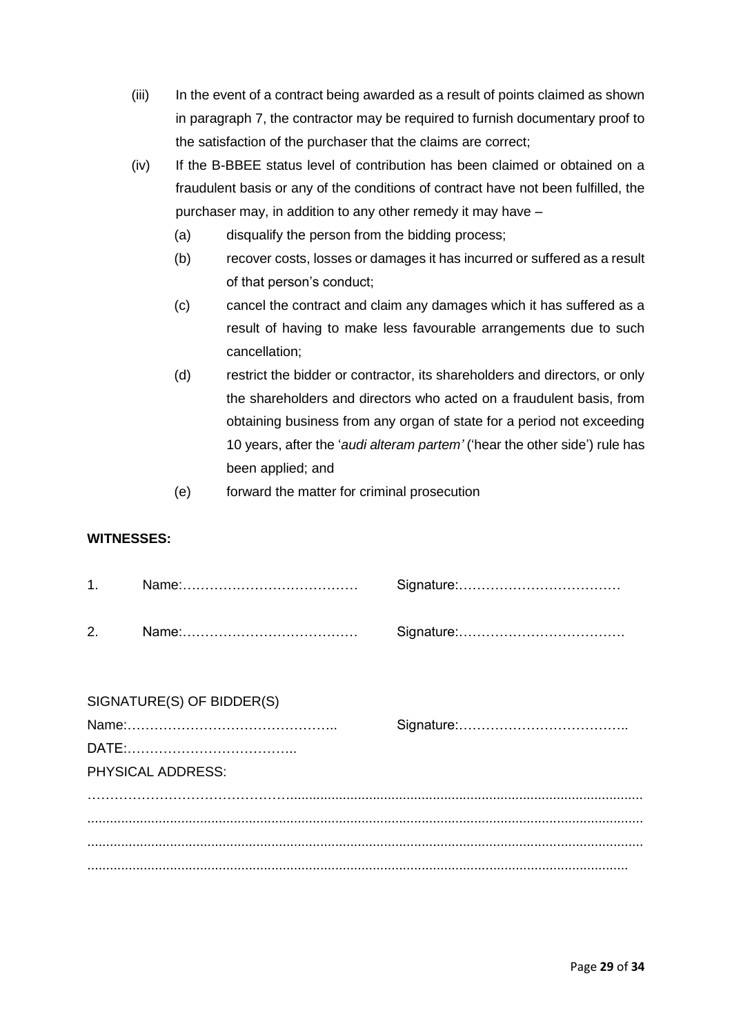(iii) In the event of a contract being awarded as a result of points claimed as shown in paragraph 7, the contractor may be required to furnish documentary proof to the satisfaction of the purchaser that the claims are correct;

(iv) If the B-BBEE status level of contribution has been claimed or obtained on a fraudulent basis or any of the conditions of contract have not been fulfilled, the purchaser may, in addition to any other remedy it may have –

  (a) disqualify the person from the bidding process;

  (b) recover costs, losses or damages it has incurred or suffered as a result of that person's conduct;

  (c) cancel the contract and claim any damages which it has suffered as a result of having to make less favourable arrangements due to such cancellation;

  (d) restrict the bidder or contractor, its shareholders and directors, or only the shareholders and directors who acted on a fraudulent basis, from obtaining business from any organ of state for a period not exceeding 10 years, after the '*audi alteram partem'* ('hear the other side') rule has been applied; and

  (e) forward the matter for criminal prosecution

**WITNESSES:**

1. Name:………………………………… Signature:………………………………

2. Name:………………………………… Signature:……………………………….

SIGNATURE(S) OF BIDDER(S)

Name:……………………………………….. Signature:………………………………..

DATE:………………………………..

PHYSICAL ADDRESS:

…………………………………………………………………………………………………………

…………………………………………………………………………………………………………

…………………………………………………………………………………………………………

…………………………………………………………………………………………………………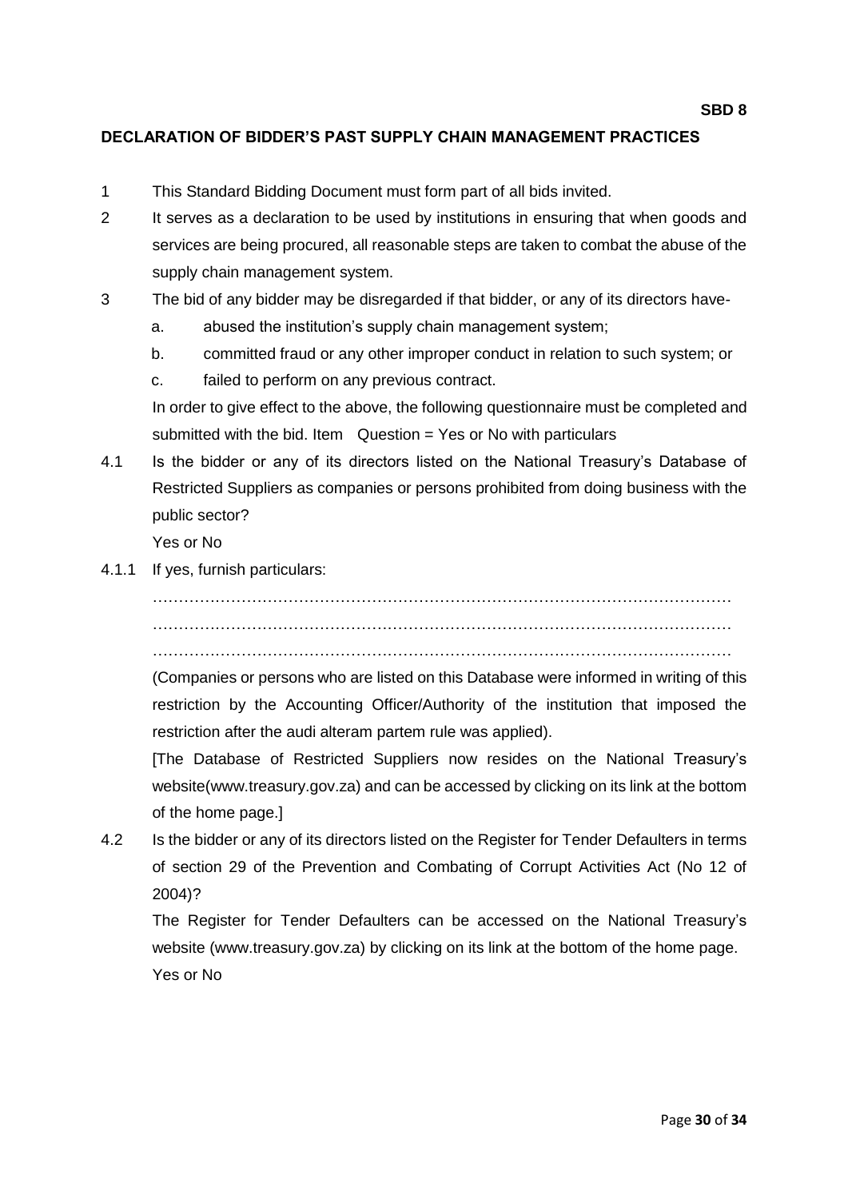**SBD 8**

## DECLARATION OF BIDDER'S PAST SUPPLY CHAIN MANAGEMENT PRACTICES

1 This Standard Bidding Document must form part of all bids invited.

2 It serves as a declaration to be used by institutions in ensuring that when goods and services are being procured, all reasonable steps are taken to combat the abuse of the supply chain management system.

3 The bid of any bidder may be disregarded if that bidder, or any of its directors have-

   a. abused the institution's supply chain management system;

   b. committed fraud or any other improper conduct in relation to such system; or

   c. failed to perform on any previous contract.

   In order to give effect to the above, the following questionnaire must be completed and submitted with the bid. Item Question = Yes or No with particulars

4.1 Is the bidder or any of its directors listed on the National Treasury's Database of Restricted Suppliers as companies or persons prohibited from doing business with the public sector?

   Yes or No

4.1.1 If yes, furnish particulars:

   …………………………………………………………………………………………………
   …………………………………………………………………………………………………
   …………………………………………………………………………………………………

   (Companies or persons who are listed on this Database were informed in writing of this restriction by the Accounting Officer/Authority of the institution that imposed the restriction after the audi alteram partem rule was applied).

   [The Database of Restricted Suppliers now resides on the National Treasury's website(www.treasury.gov.za) and can be accessed by clicking on its link at the bottom of the home page.]

4.2 Is the bidder or any of its directors listed on the Register for Tender Defaulters in terms of section 29 of the Prevention and Combating of Corrupt Activities Act (No 12 of 2004)?

   The Register for Tender Defaulters can be accessed on the National Treasury's website (www.treasury.gov.za) by clicking on its link at the bottom of the home page.

   Yes or No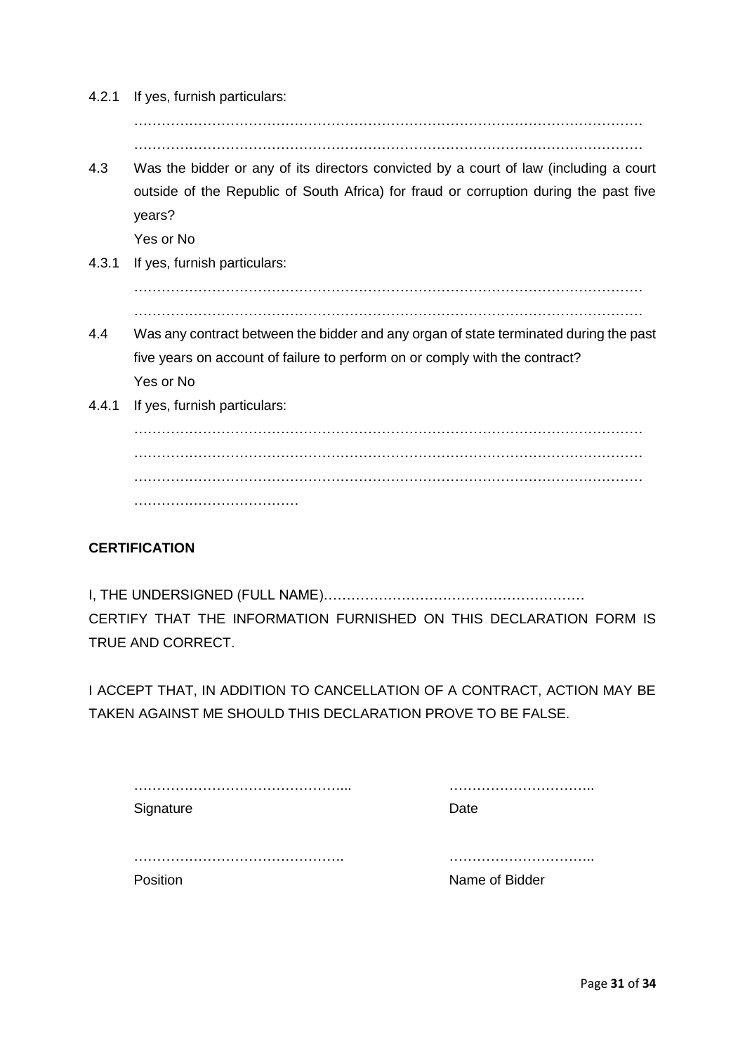4.2.1 If yes, furnish particulars:

…………………………………………………………………………………………………
…………………………………………………………………………………………………

4.3 Was the bidder or any of its directors convicted by a court of law (including a court outside of the Republic of South Africa) for fraud or corruption during the past five years?

Yes or No

4.3.1 If yes, furnish particulars:

…………………………………………………………………………………………………
…………………………………………………………………………………………………

4.4 Was any contract between the bidder and any organ of state terminated during the past five years on account of failure to perform on or comply with the contract?

Yes or No

4.4.1 If yes, furnish particulars:

…………………………………………………………………………………………………
…………………………………………………………………………………………………
…………………………………………………………………………………………………
………………………………

**CERTIFICATION**

I, THE UNDERSIGNED (FULL NAME)…………………………………………………
CERTIFY THAT THE INFORMATION FURNISHED ON THIS DECLARATION FORM IS TRUE AND CORRECT.

I ACCEPT THAT, IN ADDITION TO CANCELLATION OF A CONTRACT, ACTION MAY BE TAKEN AGAINST ME SHOULD THIS DECLARATION PROVE TO BE FALSE.

………………………………………... ………………………….
Signature Date

………………………………………. ………………………….
Position Name of Bidder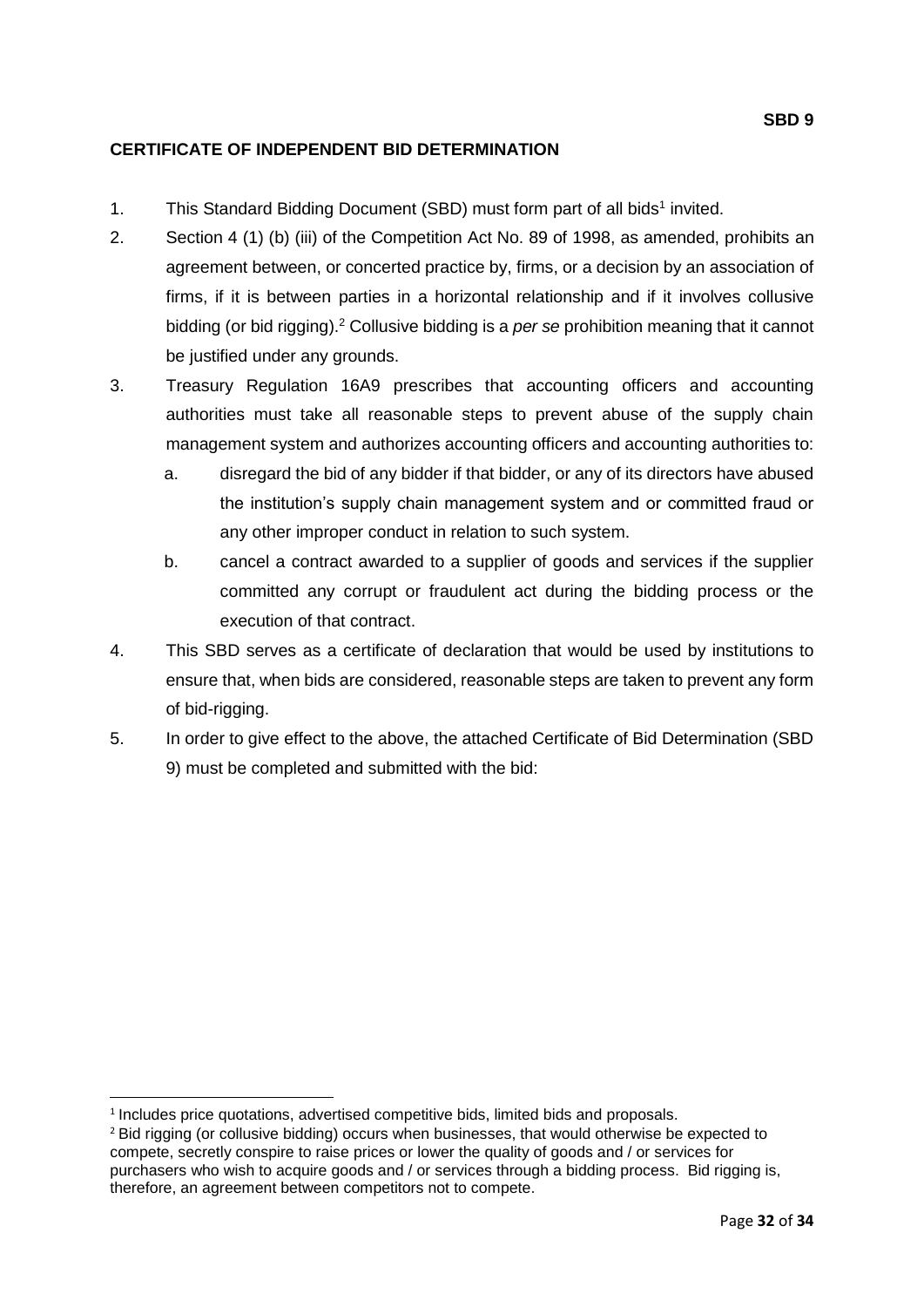**SBD 9**

## CERTIFICATE OF INDEPENDENT BID DETERMINATION

1. This Standard Bidding Document (SBD) must form part of all bids[1] invited.
2. Section 4 (1) (b) (iii) of the Competition Act No. 89 of 1998, as amended, prohibits an agreement between, or concerted practice by, firms, or a decision by an association of firms, if it is between parties in a horizontal relationship and if it involves collusive bidding (or bid rigging).[2] Collusive bidding is a *per se* prohibition meaning that it cannot be justified under any grounds.
3. Treasury Regulation 16A9 prescribes that accounting officers and accounting authorities must take all reasonable steps to prevent abuse of the supply chain management system and authorizes accounting officers and accounting authorities to:
   a. disregard the bid of any bidder if that bidder, or any of its directors have abused the institution's supply chain management system and or committed fraud or any other improper conduct in relation to such system.
   b. cancel a contract awarded to a supplier of goods and services if the supplier committed any corrupt or fraudulent act during the bidding process or the execution of that contract.
4. This SBD serves as a certificate of declaration that would be used by institutions to ensure that, when bids are considered, reasonable steps are taken to prevent any form of bid-rigging.
5. In order to give effect to the above, the attached Certificate of Bid Determination (SBD 9) must be completed and submitted with the bid:

---

[1] Includes price quotations, advertised competitive bids, limited bids and proposals.

[2] Bid rigging (or collusive bidding) occurs when businesses, that would otherwise be expected to compete, secretly conspire to raise prices or lower the quality of goods and / or services for purchasers who wish to acquire goods and / or services through a bidding process. Bid rigging is, therefore, an agreement between competitors not to compete.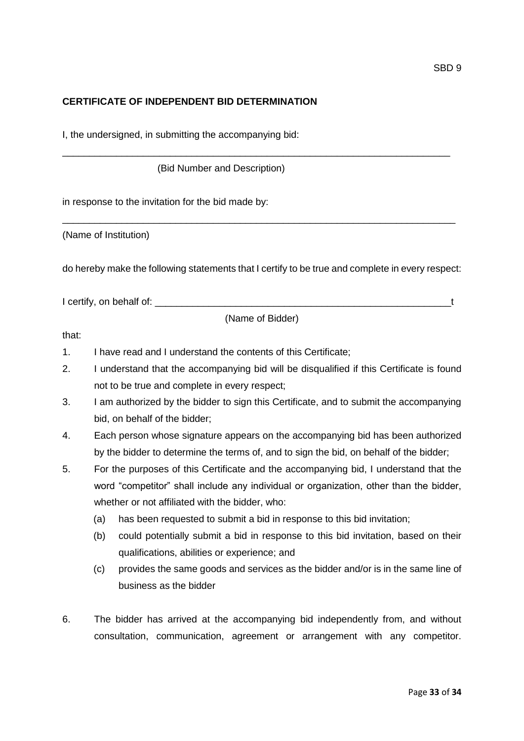SBD 9

**CERTIFICATE OF INDEPENDENT BID DETERMINATION**

I, the undersigned, in submitting the accompanying bid:

_______________________________________________________________________

(Bid Number and Description)

in response to the invitation for the bid made by:

_______________________________________________________________________

(Name of Institution)

do hereby make the following statements that I certify to be true and complete in every respect:

I certify, on behalf of: _______________________________________________________t

(Name of Bidder)

that:

1. I have read and I understand the contents of this Certificate;
2. I understand that the accompanying bid will be disqualified if this Certificate is found not to be true and complete in every respect;
3. I am authorized by the bidder to sign this Certificate, and to submit the accompanying bid, on behalf of the bidder;
4. Each person whose signature appears on the accompanying bid has been authorized by the bidder to determine the terms of, and to sign the bid, on behalf of the bidder;
5. For the purposes of this Certificate and the accompanying bid, I understand that the word "competitor" shall include any individual or organization, other than the bidder, whether or not affiliated with the bidder, who:
   (a) has been requested to submit a bid in response to this bid invitation;
   (b) could potentially submit a bid in response to this bid invitation, based on their qualifications, abilities or experience; and
   (c) provides the same goods and services as the bidder and/or is in the same line of business as the bidder
6. The bidder has arrived at the accompanying bid independently from, and without consultation, communication, agreement or arrangement with any competitor.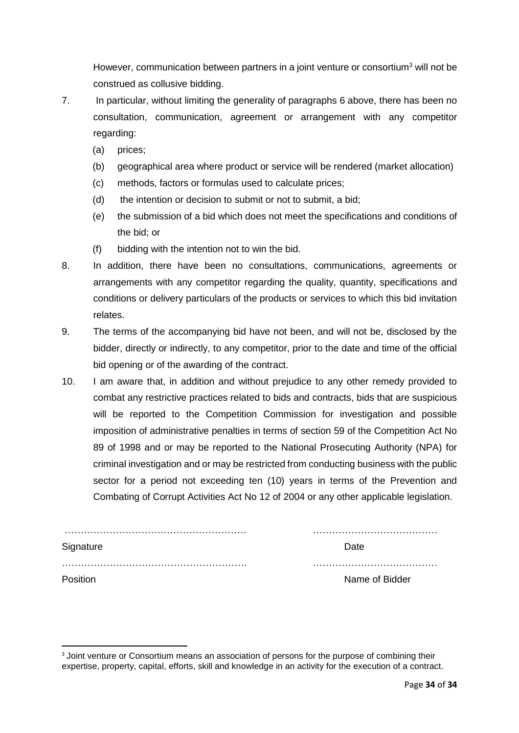However, communication between partners in a joint venture or consortium[3] will not be construed as collusive bidding.

7. In particular, without limiting the generality of paragraphs 6 above, there has been no consultation, communication, agreement or arrangement with any competitor regarding:
   (a) prices;
   (b) geographical area where product or service will be rendered (market allocation)
   (c) methods, factors or formulas used to calculate prices;
   (d) the intention or decision to submit or not to submit, a bid;
   (e) the submission of a bid which does not meet the specifications and conditions of the bid; or
   (f) bidding with the intention not to win the bid.

8. In addition, there have been no consultations, communications, agreements or arrangements with any competitor regarding the quality, quantity, specifications and conditions or delivery particulars of the products or services to which this bid invitation relates.

9. The terms of the accompanying bid have not been, and will not be, disclosed by the bidder, directly or indirectly, to any competitor, prior to the date and time of the official bid opening or of the awarding of the contract.

10. I am aware that, in addition and without prejudice to any other remedy provided to combat any restrictive practices related to bids and contracts, bids that are suspicious will be reported to the Competition Commission for investigation and possible imposition of administrative penalties in terms of section 59 of the Competition Act No 89 of 1998 and or may be reported to the National Prosecuting Authority (NPA) for criminal investigation and or may be restricted from conducting business with the public sector for a period not exceeding ten (10) years in terms of the Prevention and Combating of Corrupt Activities Act No 12 of 2004 or any other applicable legislation.

………………………………………………… ………………………………… 
Signature Date

………………………………………………… ………………………………… 
Position Name of Bidder

[3] Joint venture or Consortium means an association of persons for the purpose of combining their expertise, property, capital, efforts, skill and knowledge in an activity for the execution of a contract.